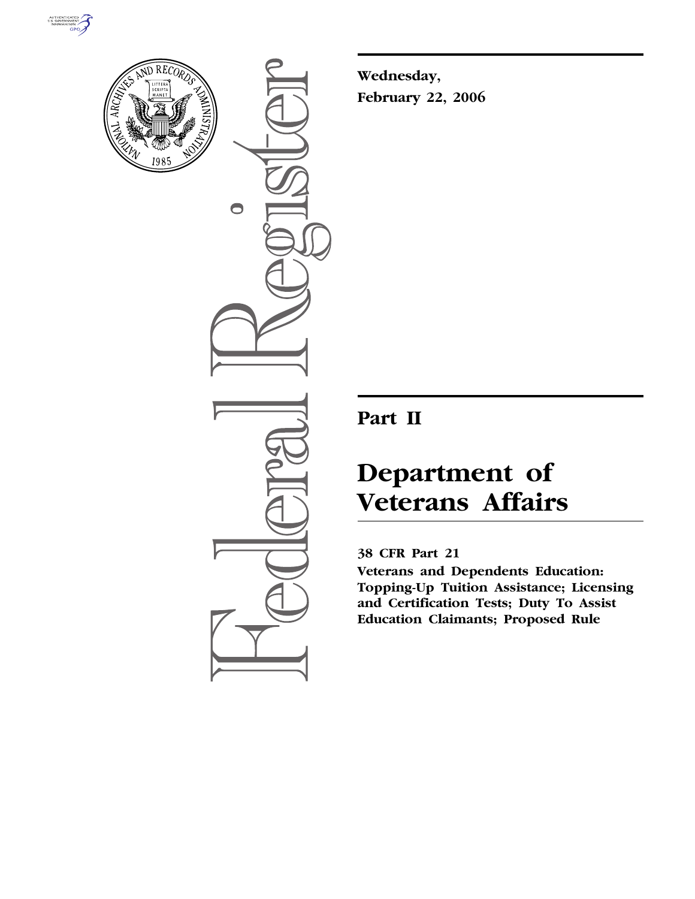**Wednesday,**
**February 22, 2006**

## Part II

# Department of Veterans Affairs

**38 CFR Part 21**

**Veterans and Dependents Education: Topping-Up Tuition Assistance; Licensing and Certification Tests; Duty To Assist Education Claimants; Proposed Rule**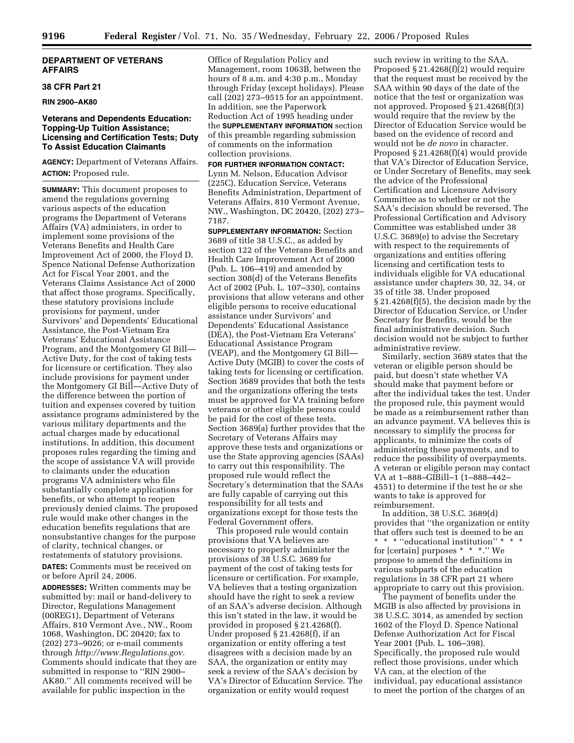## DEPARTMENT OF VETERANS AFFAIRS

### 38 CFR Part 21

**RIN 2900–AK80**

### Veterans and Dependents Education: Topping-Up Tuition Assistance; Licensing and Certification Tests; Duty To Assist Education Claimants

**AGENCY:** Department of Veterans Affairs.

**ACTION:** Proposed rule.

**SUMMARY:** This document proposes to amend the regulations governing various aspects of the education programs the Department of Veterans Affairs (VA) administers, in order to implement some provisions of the Veterans Benefits and Health Care Improvement Act of 2000, the Floyd D. Spence National Defense Authorization Act for Fiscal Year 2001, and the Veterans Claims Assistance Act of 2000 that affect those programs. Specifically, these statutory provisions include provisions for payment, under Survivors' and Dependents' Educational Assistance, the Post-Vietnam Era Veterans' Educational Assistance Program, and the Montgomery GI Bill—Active Duty, for the cost of taking tests for licensure or certification. They also include provisions for payment under the Montgomery GI Bill—Active Duty of the difference between the portion of tuition and expenses covered by tuition assistance programs administered by the various military departments and the actual charges made by educational institutions. In addition, this document proposes rules regarding the timing and the scope of assistance VA will provide to claimants under the education programs VA administers who file substantially complete applications for benefits, or who attempt to reopen previously denied claims. The proposed rule would make other changes in the education benefits regulations that are nonsubstantive changes for the purpose of clarity, technical changes, or restatements of statutory provisions.

**DATES:** Comments must be received on or before April 24, 2006.

**ADDRESSES:** Written comments may be submitted by: mail or hand-delivery to Director, Regulations Management (00REG1), Department of Veterans Affairs, 810 Vermont Ave., NW., Room 1068, Washington, DC 20420; fax to (202) 273–9026; or e-mail comments through *http://www.Regulations.gov.* Comments should indicate that they are submitted in response to "RIN 2900–AK80." All comments received will be available for public inspection in the Office of Regulation Policy and Management, room 1063B, between the hours of 8 a.m. and 4:30 p.m., Monday through Friday (except holidays). Please call (202) 273–9515 for an appointment. In addition, see the Paperwork Reduction Act of 1995 heading under the **SUPPLEMENTARY INFORMATION** section of this preamble regarding submission of comments on the information collection provisions.

**FOR FURTHER INFORMATION CONTACT:** Lynn M. Nelson, Education Advisor (225C), Education Service, Veterans Benefits Administration, Department of Veterans Affairs, 810 Vermont Avenue, NW., Washington, DC 20420, (202) 273–7187.

**SUPPLEMENTARY INFORMATION:** Section 3689 of title 38 U.S.C., as added by section 122 of the Veterans Benefits and Health Care Improvement Act of 2000 (Pub. L. 106–419) and amended by section 308(d) of the Veterans Benefits Act of 2002 (Pub. L. 107–330), contains provisions that allow veterans and other eligible persons to receive educational assistance under Survivors' and Dependents' Educational Assistance (DEA), the Post-Vietnam Era Veterans' Educational Assistance Program (VEAP), and the Montgomery GI Bill—Active Duty (MGIB) to cover the costs of taking tests for licensing or certification. Section 3689 provides that both the tests and the organizations offering the tests must be approved for VA training before veterans or other eligible persons could be paid for the cost of these tests. Section 3689(a) further provides that the Secretary of Veterans Affairs may approve these tests and organizations or use the State approving agencies (SAAs) to carry out this responsibility. The proposed rule would reflect the Secretary's determination that the SAAs are fully capable of carrying out this responsibility for all tests and organizations except for those tests the Federal Government offers.

This proposed rule would contain provisions that VA believes are necessary to properly administer the provisions of 38 U.S.C. 3689 for payment of the cost of taking tests for licensure or certification. For example, VA believes that a testing organization should have the right to seek a review of an SAA's adverse decision. Although this isn't stated in the law, it would be provided in proposed § 21.4268(f). Under proposed § 21.4268(f), if an organization or entity offering a test disagrees with a decision made by an SAA, the organization or entity may seek a review of the SAA's decision by VA's Director of Education Service. The organization or entity would request such review in writing to the SAA. Proposed § 21.4268(f)(2) would require that the request must be received by the SAA within 90 days of the date of the notice that the test or organization was not approved. Proposed § 21.4268(f)(3) would require that the review by the Director of Education Service would be based on the evidence of record and would not be *de novo* in character. Proposed § 21.4268(f)(4) would provide that VA's Director of Education Service, or Under Secretary of Benefits, may seek the advice of the Professional Certification and Licensure Advisory Committee as to whether or not the SAA's decision should be reversed. The Professional Certification and Advisory Committee was established under 38 U.S.C. 3689(e) to advise the Secretary with respect to the requirements of organizations and entities offering licensing and certification tests to individuals eligible for VA educational assistance under chapters 30, 32, 34, or 35 of title 38. Under proposed § 21.4268(f)(5), the decision made by the Director of Education Service, or Under Secretary for Benefits, would be the final administrative decision. Such decision would not be subject to further administrative review.

Similarly, section 3689 states that the veteran or eligible person should be paid, but doesn't state whether VA should make that payment before or after the individual takes the test. Under the proposed rule, this payment would be made as a reimbursement rather than an advance payment. VA believes this is necessary to simplify the process for applicants, to minimize the costs of administering these payments, and to reduce the possibility of overpayments. A veteran or eligible person may contact VA at 1–888–GIBill–1 (1–888–442–4551) to determine if the test he or she wants to take is approved for reimbursement.

In addition, 38 U.S.C. 3689(d) provides that "the organization or entity that offers such test is deemed to be an * * * "educational institution" * * * for [certain] purposes * * *." We propose to amend the definitions in various subparts of the education regulations in 38 CFR part 21 where appropriate to carry out this provision.

The payment of benefits under the MGIB is also affected by provisions in 38 U.S.C. 3014, as amended by section 1602 of the Floyd D. Spence National Defense Authorization Act for Fiscal Year 2001 (Pub. L. 106–398). Specifically, the proposed rule would reflect those provisions, under which VA can, at the election of the individual, pay educational assistance to meet the portion of the charges of an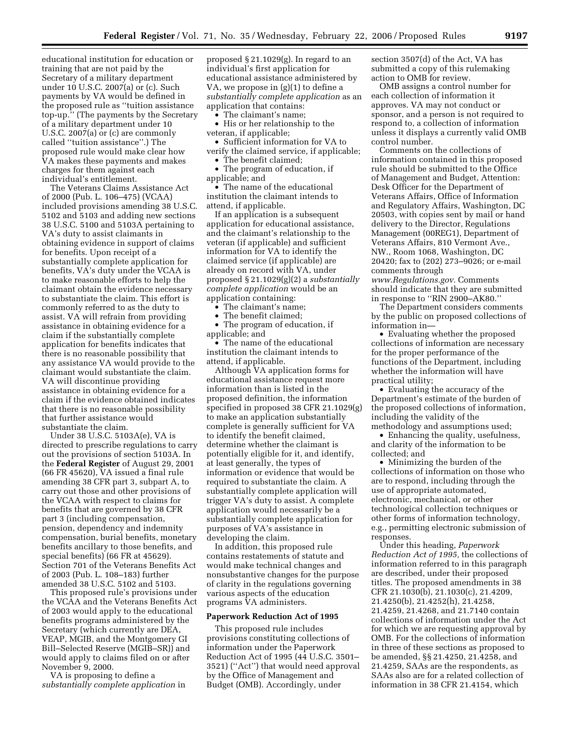educational institution for education or training that are not paid by the Secretary of a military department under 10 U.S.C. 2007(a) or (c). Such payments by VA would be defined in the proposed rule as ''tuition assistance top-up.'' (The payments by the Secretary of a military department under 10 U.S.C. 2007(a) or (c) are commonly called ''tuition assistance''.) The proposed rule would make clear how VA makes these payments and makes charges for them against each individual's entitlement.

The Veterans Claims Assistance Act of 2000 (Pub. L. 106–475) (VCAA) included provisions amending 38 U.S.C. 5102 and 5103 and adding new sections 38 U.S.C. 5100 and 5103A pertaining to VA's duty to assist claimants in obtaining evidence in support of claims for benefits. Upon receipt of a substantially complete application for benefits, VA's duty under the VCAA is to make reasonable efforts to help the claimant obtain the evidence necessary to substantiate the claim. This effort is commonly referred to as the duty to assist. VA will refrain from providing assistance in obtaining evidence for a claim if the substantially complete application for benefits indicates that there is no reasonable possibility that any assistance VA would provide to the claimant would substantiate the claim. VA will discontinue providing assistance in obtaining evidence for a claim if the evidence obtained indicates that there is no reasonable possibility that further assistance would substantiate the claim.

Under 38 U.S.C. 5103A(e), VA is directed to prescribe regulations to carry out the provisions of section 5103A. In the **Federal Register** of August 29, 2001 (66 FR 45620), VA issued a final rule amending 38 CFR part 3, subpart A, to carry out those and other provisions of the VCAA with respect to claims for benefits that are governed by 38 CFR part 3 (including compensation, pension, dependency and indemnity compensation, burial benefits, monetary benefits ancillary to those benefits, and special benefits) (66 FR at 45629). Section 701 of the Veterans Benefits Act of 2003 (Pub. L. 108–183) further amended 38 U.S.C. 5102 and 5103.

This proposed rule's provisions under the VCAA and the Veterans Benefits Act of 2003 would apply to the educational benefits programs administered by the Secretary (which currently are DEA, VEAP, MGIB, and the Montgomery GI Bill–Selected Reserve (MGIB–SR)) and would apply to claims filed on or after November 9, 2000.

VA is proposing to define a *substantially complete application* in proposed § 21.1029(g). In regard to an individual's first application for educational assistance administered by VA, we propose in (g)(1) to define a *substantially complete application* as an application that contains:

- The claimant's name;
- His or her relationship to the veteran, if applicable;
- Sufficient information for VA to verify the claimed service, if applicable;
- The benefit claimed;
- The program of education, if applicable; and
- The name of the educational institution the claimant intends to attend, if applicable.

If an application is a subsequent application for educational assistance, and the claimant's relationship to the veteran (if applicable) and sufficient information for VA to identify the claimed service (if applicable) are already on record with VA, under proposed § 21.1029(g)(2) a *substantially complete application* would be an application containing:

- The claimant's name;
- The benefit claimed;
- The program of education, if applicable; and
- The name of the educational institution the claimant intends to attend, if applicable.

Although VA application forms for educational assistance request more information than is listed in the proposed definition, the information specified in proposed 38 CFR 21.1029(g) to make an application substantially complete is generally sufficient for VA to identify the benefit claimed, determine whether the claimant is potentially eligible for it, and identify, at least generally, the types of information or evidence that would be required to substantiate the claim. A substantially complete application will trigger VA's duty to assist. A complete application would necessarily be a substantially complete application for purposes of VA's assistance in developing the claim.

In addition, this proposed rule contains restatements of statute and would make technical changes and nonsubstantive changes for the purpose of clarity in the regulations governing various aspects of the education programs VA administers.

## Paperwork Reduction Act of 1995

This proposed rule includes provisions constituting collections of information under the Paperwork Reduction Act of 1995 (44 U.S.C. 3501–3521) (''Act'') that would need approval by the Office of Management and Budget (OMB). Accordingly, under section 3507(d) of the Act, VA has submitted a copy of this rulemaking action to OMB for review.

OMB assigns a control number for each collection of information it approves. VA may not conduct or sponsor, and a person is not required to respond to, a collection of information unless it displays a currently valid OMB control number.

Comments on the collections of information contained in this proposed rule should be submitted to the Office of Management and Budget, Attention: Desk Officer for the Department of Veterans Affairs, Office of Information and Regulatory Affairs, Washington, DC 20503, with copies sent by mail or hand delivery to the Director, Regulations Management (00REG1), Department of Veterans Affairs, 810 Vermont Ave., NW., Room 1068, Washington, DC 20420; fax to (202) 273–9026; or e-mail comments through *www.Regulations.gov.* Comments should indicate that they are submitted in response to ''RIN 2900–AK80.''

The Department considers comments by the public on proposed collections of information in—

- Evaluating whether the proposed collections of information are necessary for the proper performance of the functions of the Department, including whether the information will have practical utility;
- Evaluating the accuracy of the Department's estimate of the burden of the proposed collections of information, including the validity of the methodology and assumptions used;
- Enhancing the quality, usefulness, and clarity of the information to be collected; and
- Minimizing the burden of the collections of information on those who are to respond, including through the use of appropriate automated, electronic, mechanical, or other technological collection techniques or other forms of information technology, e.g., permitting electronic submission of responses.

Under this heading, *Paperwork Reduction Act of 1995,* the collections of information referred to in this paragraph are described, under their proposed titles. The proposed amendments in 38 CFR 21.1030(b), 21.1030(c), 21.4209, 21.4250(b), 21.4252(h), 21.4258, 21.4259, 21.4268, and 21.7140 contain collections of information under the Act for which we are requesting approval by OMB. For the collections of information in three of these sections as proposed to be amended, §§ 21.4250, 21.4258, and 21.4259, SAAs are the respondents, as SAAs also are for a related collection of information in 38 CFR 21.4154, which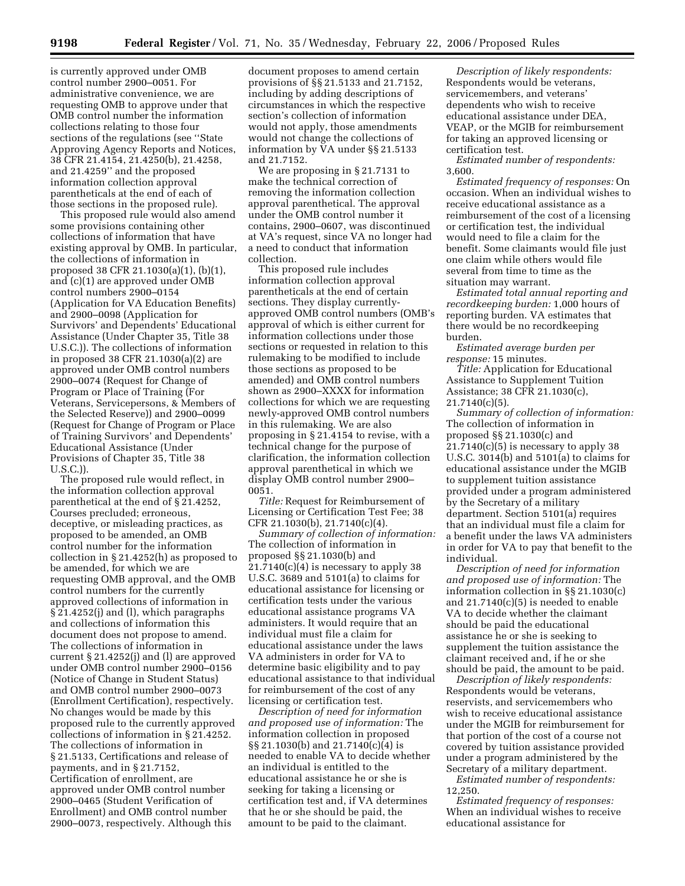is currently approved under OMB control number 2900–0051. For administrative convenience, we are requesting OMB to approve under that OMB control number the information collections relating to those four sections of the regulations (see ''State Approving Agency Reports and Notices, 38 CFR 21.4154, 21.4250(b), 21.4258, and 21.4259'' and the proposed information collection approval parentheticals at the end of each of those sections in the proposed rule).

This proposed rule would also amend some provisions containing other collections of information that have existing approval by OMB. In particular, the collections of information in proposed 38 CFR 21.1030(a)(1), (b)(1), and (c)(1) are approved under OMB control numbers 2900–0154 (Application for VA Education Benefits) and 2900–0098 (Application for Survivors' and Dependents' Educational Assistance (Under Chapter 35, Title 38 U.S.C.)). The collections of information in proposed 38 CFR 21.1030(a)(2) are approved under OMB control numbers 2900–0074 (Request for Change of Program or Place of Training (For Veterans, Servicepersons, & Members of the Selected Reserve)) and 2900–0099 (Request for Change of Program or Place of Training Survivors' and Dependents' Educational Assistance (Under Provisions of Chapter 35, Title 38 U.S.C.)).

The proposed rule would reflect, in the information collection approval parenthetical at the end of § 21.4252, Courses precluded; erroneous, deceptive, or misleading practices, as proposed to be amended, an OMB control number for the information collection in § 21.4252(h) as proposed to be amended, for which we are requesting OMB approval, and the OMB control numbers for the currently approved collections of information in § 21.4252(j) and (l), which paragraphs and collections of information this document does not propose to amend. The collections of information in current § 21.4252(j) and (l) are approved under OMB control number 2900–0156 (Notice of Change in Student Status) and OMB control number 2900–0073 (Enrollment Certification), respectively. No changes would be made by this proposed rule to the currently approved collections of information in § 21.4252. The collections of information in § 21.5133, Certifications and release of payments, and in § 21.7152, Certification of enrollment, are approved under OMB control number 2900–0465 (Student Verification of Enrollment) and OMB control number 2900–0073, respectively. Although this document proposes to amend certain provisions of §§ 21.5133 and 21.7152, including by adding descriptions of circumstances in which the respective section's collection of information would not apply, those amendments would not change the collections of information by VA under §§ 21.5133 and 21.7152.

We are proposing in § 21.7131 to make the technical correction of removing the information collection approval parenthetical. The approval under the OMB control number it contains, 2900–0607, was discontinued at VA's request, since VA no longer had a need to conduct that information collection.

This proposed rule includes information collection approval parentheticals at the end of certain sections. They display currently-approved OMB control numbers (OMB's approval of which is either current for information collections under those sections or requested in relation to this rulemaking to be modified to include those sections as proposed to be amended) and OMB control numbers shown as 2900–XXXX for information collections for which we are requesting newly-approved OMB control numbers in this rulemaking. We are also proposing in § 21.4154 to revise, with a technical change for the purpose of clarification, the information collection approval parenthetical in which we display OMB control number 2900–0051.

*Title:* Request for Reimbursement of Licensing or Certification Test Fee; 38 CFR 21.1030(b), 21.7140(c)(4).

*Summary of collection of information:* The collection of information in proposed §§ 21.1030(b) and 21.7140(c)(4) is necessary to apply 38 U.S.C. 3689 and 5101(a) to claims for educational assistance for licensing or certification tests under the various educational assistance programs VA administers. It would require that an individual must file a claim for educational assistance under the laws VA administers in order for VA to determine basic eligibility and to pay educational assistance to that individual for reimbursement of the cost of any licensing or certification test.

*Description of need for information and proposed use of information:* The information collection in proposed §§ 21.1030(b) and 21.7140(c)(4) is needed to enable VA to decide whether an individual is entitled to the educational assistance he or she is seeking for taking a licensing or certification test and, if VA determines that he or she should be paid, the amount to be paid to the claimant.

*Description of likely respondents:* Respondents would be veterans, servicemembers, and veterans' dependents who wish to receive educational assistance under DEA, VEAP, or the MGIB for reimbursement for taking an approved licensing or certification test.

*Estimated number of respondents:* 3,600.

*Estimated frequency of responses:* On occasion. When an individual wishes to receive educational assistance as a reimbursement of the cost of a licensing or certification test, the individual would need to file a claim for the benefit. Some claimants would file just one claim while others would file several from time to time as the situation may warrant.

*Estimated total annual reporting and recordkeeping burden:* 1,000 hours of reporting burden. VA estimates that there would be no recordkeeping burden.

*Estimated average burden per response:* 15 minutes.

*Title:* Application for Educational Assistance to Supplement Tuition Assistance; 38 CFR 21.1030(c), 21.7140(c)(5).

*Summary of collection of information:* The collection of information in proposed §§ 21.1030(c) and 21.7140(c)(5) is necessary to apply 38 U.S.C. 3014(b) and 5101(a) to claims for educational assistance under the MGIB to supplement tuition assistance provided under a program administered by the Secretary of a military department. Section 5101(a) requires that an individual must file a claim for a benefit under the laws VA administers in order for VA to pay that benefit to the individual.

*Description of need for information and proposed use of information:* The information collection in §§ 21.1030(c) and 21.7140(c)(5) is needed to enable VA to decide whether the claimant should be paid the educational assistance he or she is seeking to supplement the tuition assistance the claimant received and, if he or she should be paid, the amount to be paid.

*Description of likely respondents:* Respondents would be veterans, reservists, and servicemembers who wish to receive educational assistance under the MGIB for reimbursement for that portion of the cost of a course not covered by tuition assistance provided under a program administered by the Secretary of a military department.

*Estimated number of respondents:* 12,250.

*Estimated frequency of responses:* When an individual wishes to receive educational assistance for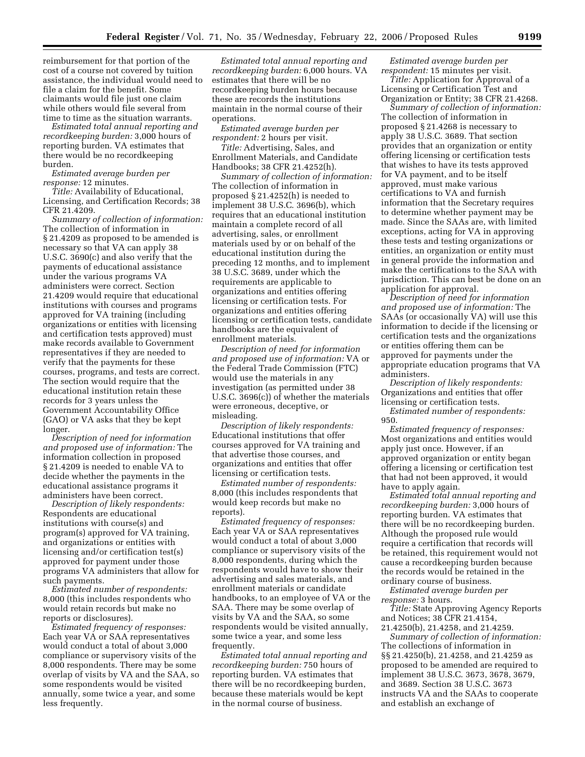reimbursement for that portion of the cost of a course not covered by tuition assistance, the individual would need to file a claim for the benefit. Some claimants would file just one claim while others would file several from time to time as the situation warrants.

*Estimated total annual reporting and recordkeeping burden:* 3,000 hours of reporting burden. VA estimates that there would be no recordkeeping burden.

*Estimated average burden per response:* 12 minutes.

*Title:* Availability of Educational, Licensing, and Certification Records; 38 CFR 21.4209.

*Summary of collection of information:* The collection of information in § 21.4209 as proposed to be amended is necessary so that VA can apply 38 U.S.C. 3690(c) and also verify that the payments of educational assistance under the various programs VA administers were correct. Section 21.4209 would require that educational institutions with courses and programs approved for VA training (including organizations or entities with licensing and certification tests approved) must make records available to Government representatives if they are needed to verify that the payments for these courses, programs, and tests are correct. The section would require that the educational institution retain these records for 3 years unless the Government Accountability Office (GAO) or VA asks that they be kept longer.

*Description of need for information and proposed use of information:* The information collection in proposed § 21.4209 is needed to enable VA to decide whether the payments in the educational assistance programs it administers have been correct.

*Description of likely respondents:* Respondents are educational institutions with course(s) and program(s) approved for VA training, and organizations or entities with licensing and/or certification test(s) approved for payment under those programs VA administers that allow for such payments.

*Estimated number of respondents:* 8,000 (this includes respondents who would retain records but make no reports or disclosures).

*Estimated frequency of responses:* Each year VA or SAA representatives would conduct a total of about 3,000 compliance or supervisory visits of the 8,000 respondents. There may be some overlap of visits by VA and the SAA, so some respondents would be visited annually, some twice a year, and some less frequently.

*Estimated total annual reporting and recordkeeping burden:* 6,000 hours. VA estimates that there will be no recordkeeping burden hours because these are records the institutions maintain in the normal course of their operations.

*Estimated average burden per respondent:* 2 hours per visit.

*Title:* Advertising, Sales, and Enrollment Materials, and Candidate Handbooks; 38 CFR 21.4252(h).

*Summary of collection of information:* The collection of information in proposed § 21.4252(h) is needed to implement 38 U.S.C. 3696(b), which requires that an educational institution maintain a complete record of all advertising, sales, or enrollment materials used by or on behalf of the educational institution during the preceding 12 months, and to implement 38 U.S.C. 3689, under which the requirements are applicable to organizations and entities offering licensing or certification tests. For organizations and entities offering licensing or certification tests, candidate handbooks are the equivalent of enrollment materials.

*Description of need for information and proposed use of information:* VA or the Federal Trade Commission (FTC) would use the materials in any investigation (as permitted under 38 U.S.C. 3696(c)) of whether the materials were erroneous, deceptive, or misleading.

*Description of likely respondents:* Educational institutions that offer courses approved for VA training and that advertise those courses, and organizations and entities that offer licensing or certification tests.

*Estimated number of respondents:* 8,000 (this includes respondents that would keep records but make no reports).

*Estimated frequency of responses:* Each year VA or SAA representatives would conduct a total of about 3,000 compliance or supervisory visits of the 8,000 respondents, during which the respondents would have to show their advertising and sales materials, and enrollment materials or candidate handbooks, to an employee of VA or the SAA. There may be some overlap of visits by VA and the SAA, so some respondents would be visited annually, some twice a year, and some less frequently.

*Estimated total annual reporting and recordkeeping burden:* 750 hours of reporting burden. VA estimates that there will be no recordkeeping burden, because these materials would be kept in the normal course of business.

*Estimated average burden per respondent:* 15 minutes per visit.

*Title:* Application for Approval of a Licensing or Certification Test and Organization or Entity; 38 CFR 21.4268.

*Summary of collection of information:* The collection of information in proposed § 21.4268 is necessary to apply 38 U.S.C. 3689. That section provides that an organization or entity offering licensing or certification tests that wishes to have its tests approved for VA payment, and to be itself approved, must make various certifications to VA and furnish information that the Secretary requires to determine whether payment may be made. Since the SAAs are, with limited exceptions, acting for VA in approving these tests and testing organizations or entities, an organization or entity must in general provide the information and make the certifications to the SAA with jurisdiction. This can best be done on an application for approval.

*Description of need for information and proposed use of information:* The SAAs (or occasionally VA) will use this information to decide if the licensing or certification tests and the organizations or entities offering them can be approved for payments under the appropriate education programs that VA administers.

*Description of likely respondents:* Organizations and entities that offer licensing or certification tests.

*Estimated number of respondents:* 950.

*Estimated frequency of responses:* Most organizations and entities would apply just once. However, if an approved organization or entity began offering a licensing or certification test that had not been approved, it would have to apply again.

*Estimated total annual reporting and recordkeeping burden:* 3,000 hours of reporting burden. VA estimates that there will be no recordkeeping burden. Although the proposed rule would require a certification that records will be retained, this requirement would not cause a recordkeeping burden because the records would be retained in the ordinary course of business.

*Estimated average burden per response:* 3 hours.

*Title:* State Approving Agency Reports and Notices; 38 CFR 21.4154, 21.4250(b), 21.4258, and 21.4259.

*Summary of collection of information:* The collections of information in §§ 21.4250(b), 21.4258, and 21.4259 as proposed to be amended are required to implement 38 U.S.C. 3673, 3678, 3679, and 3689. Section 38 U.S.C. 3673 instructs VA and the SAAs to cooperate and establish an exchange of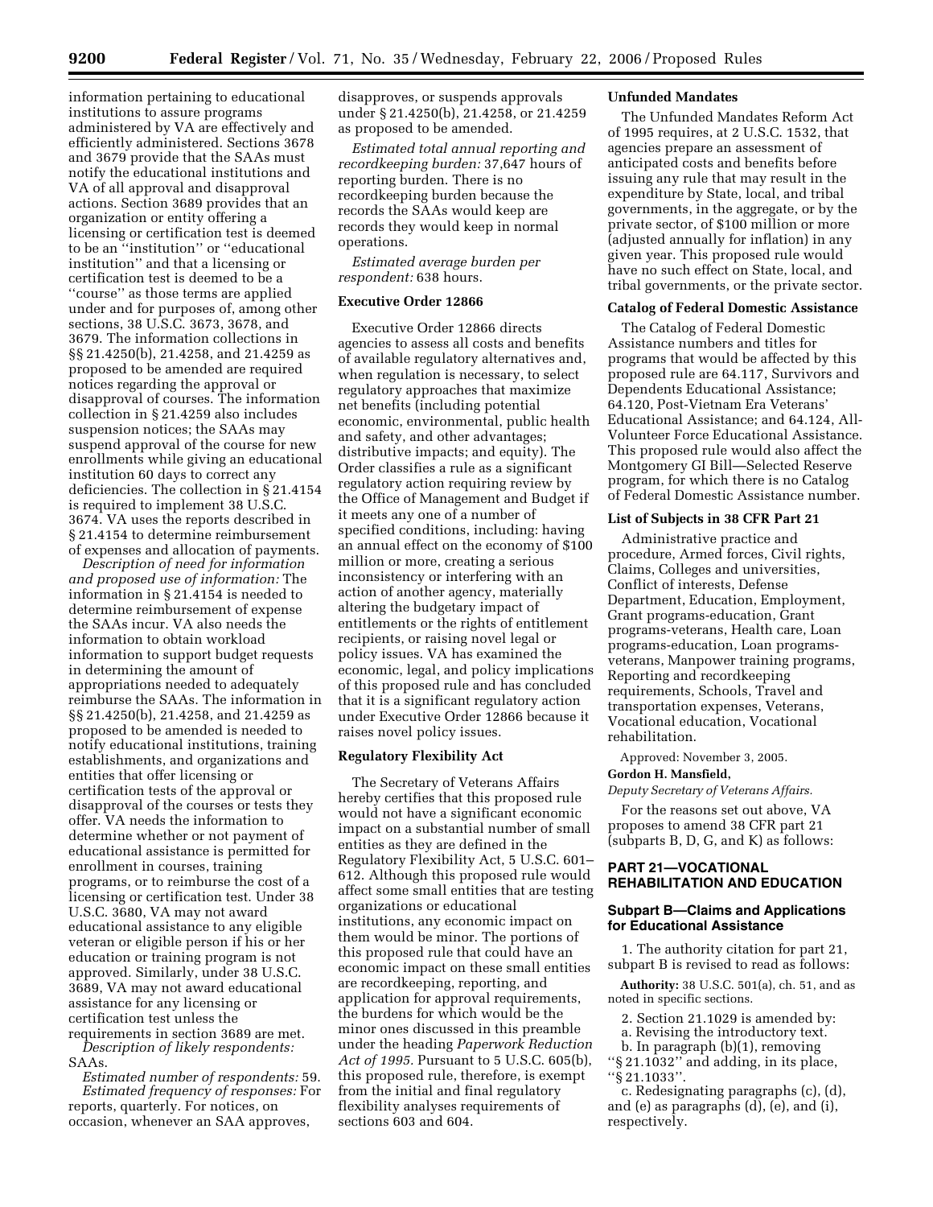information pertaining to educational institutions to assure programs administered by VA are effectively and efficiently administered. Sections 3678 and 3679 provide that the SAAs must notify the educational institutions and VA of all approval and disapproval actions. Section 3689 provides that an organization or entity offering a licensing or certification test is deemed to be an ''institution'' or ''educational institution'' and that a licensing or certification test is deemed to be a ''course'' as those terms are applied under and for purposes of, among other sections, 38 U.S.C. 3673, 3678, and 3679. The information collections in §§ 21.4250(b), 21.4258, and 21.4259 as proposed to be amended are required notices regarding the approval or disapproval of courses. The information collection in § 21.4259 also includes suspension notices; the SAAs may suspend approval of the course for new enrollments while giving an educational institution 60 days to correct any deficiencies. The collection in § 21.4154 is required to implement 38 U.S.C. 3674. VA uses the reports described in § 21.4154 to determine reimbursement of expenses and allocation of payments.

*Description of need for information and proposed use of information:* The information in § 21.4154 is needed to determine reimbursement of expense the SAAs incur. VA also needs the information to obtain workload information to support budget requests in determining the amount of appropriations needed to adequately reimburse the SAAs. The information in §§ 21.4250(b), 21.4258, and 21.4259 as proposed to be amended is needed to notify educational institutions, training establishments, and organizations and entities that offer licensing or certification tests of the approval or disapproval of the courses or tests they offer. VA needs the information to determine whether or not payment of educational assistance is permitted for enrollment in courses, training programs, or to reimburse the cost of a licensing or certification test. Under 38 U.S.C. 3680, VA may not award educational assistance to any eligible veteran or eligible person if his or her education or training program is not approved. Similarly, under 38 U.S.C. 3689, VA may not award educational assistance for any licensing or certification test unless the requirements in section 3689 are met.

*Description of likely respondents:* SAAs.

*Estimated number of respondents:* 59.

*Estimated frequency of responses:* For reports, quarterly. For notices, on occasion, whenever an SAA approves, disapproves, or suspends approvals under § 21.4250(b), 21.4258, or 21.4259 as proposed to be amended.

*Estimated total annual reporting and recordkeeping burden:* 37,647 hours of reporting burden. There is no recordkeeping burden because the records the SAAs would keep are records they would keep in normal operations.

*Estimated average burden per respondent:* 638 hours.

**Executive Order 12866**

Executive Order 12866 directs agencies to assess all costs and benefits of available regulatory alternatives and, when regulation is necessary, to select regulatory approaches that maximize net benefits (including potential economic, environmental, public health and safety, and other advantages; distributive impacts; and equity). The Order classifies a rule as a significant regulatory action requiring review by the Office of Management and Budget if it meets any one of a number of specified conditions, including: having an annual effect on the economy of $100 million or more, creating a serious inconsistency or interfering with an action of another agency, materially altering the budgetary impact of entitlements or the rights of entitlement recipients, or raising novel legal or policy issues. VA has examined the economic, legal, and policy implications of this proposed rule and has concluded that it is a significant regulatory action under Executive Order 12866 because it raises novel policy issues.

**Regulatory Flexibility Act**

The Secretary of Veterans Affairs hereby certifies that this proposed rule would not have a significant economic impact on a substantial number of small entities as they are defined in the Regulatory Flexibility Act, 5 U.S.C. 601–612. Although this proposed rule would affect some small entities that are testing organizations or educational institutions, any economic impact on them would be minor. The portions of this proposed rule that could have an economic impact on these small entities are recordkeeping, reporting, and application for approval requirements, the burdens for which would be the minor ones discussed in this preamble under the heading *Paperwork Reduction Act of 1995.* Pursuant to 5 U.S.C. 605(b), this proposed rule, therefore, is exempt from the initial and final regulatory flexibility analyses requirements of sections 603 and 604.

**Unfunded Mandates**

The Unfunded Mandates Reform Act of 1995 requires, at 2 U.S.C. 1532, that agencies prepare an assessment of anticipated costs and benefits before issuing any rule that may result in the expenditure by State, local, and tribal governments, in the aggregate, or by the private sector, of $100 million or more (adjusted annually for inflation) in any given year. This proposed rule would have no such effect on State, local, and tribal governments, or the private sector.

**Catalog of Federal Domestic Assistance**

The Catalog of Federal Domestic Assistance numbers and titles for programs that would be affected by this proposed rule are 64.117, Survivors and Dependents Educational Assistance; 64.120, Post-Vietnam Era Veterans' Educational Assistance; and 64.124, All-Volunteer Force Educational Assistance. This proposed rule would also affect the Montgomery GI Bill—Selected Reserve program, for which there is no Catalog of Federal Domestic Assistance number.

**List of Subjects in 38 CFR Part 21**

Administrative practice and procedure, Armed forces, Civil rights, Claims, Colleges and universities, Conflict of interests, Defense Department, Education, Employment, Grant programs-education, Grant programs-veterans, Health care, Loan programs-education, Loan programs-veterans, Manpower training programs, Reporting and recordkeeping requirements, Schools, Travel and transportation expenses, Veterans, Vocational education, Vocational rehabilitation.

Approved: November 3, 2005.

**Gordon H. Mansfield,**

*Deputy Secretary of Veterans Affairs.*

For the reasons set out above, VA proposes to amend 38 CFR part 21 (subparts B, D, G, and K) as follows:

## PART 21—VOCATIONAL REHABILITATION AND EDUCATION

### Subpart B—Claims and Applications for Educational Assistance

1. The authority citation for part 21, subpart B is revised to read as follows:

**Authority:** 38 U.S.C. 501(a), ch. 51, and as noted in specific sections.

2. Section 21.1029 is amended by:

a. Revising the introductory text.

b. In paragraph (b)(1), removing ''§ 21.1032'' and adding, in its place, ''§ 21.1033''.

c. Redesignating paragraphs (c), (d), and (e) as paragraphs (d), (e), and (i), respectively.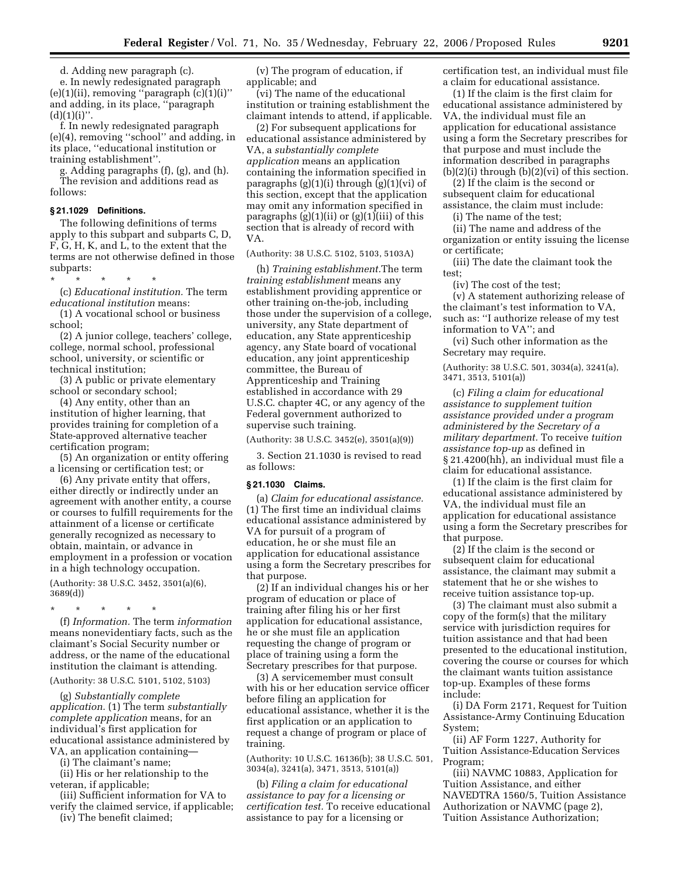d. Adding new paragraph (c).

e. In newly redesignated paragraph (e)(1)(ii), removing "paragraph (c)(1)(i)" and adding, in its place, "paragraph (d)(1)(i)".

f. In newly redesignated paragraph (e)(4), removing "school" and adding, in its place, "educational institution or training establishment".

g. Adding paragraphs (f), (g), and (h).

The revision and additions read as follows:

**§ 21.1029 Definitions.**

The following definitions of terms apply to this subpart and subparts C, D, F, G, H, K, and L, to the extent that the terms are not otherwise defined in those subparts:

\* \* \* \* \*

(c) *Educational institution.* The term *educational institution* means:

(1) A vocational school or business school;

(2) A junior college, teachers' college, college, normal school, professional school, university, or scientific or technical institution;

(3) A public or private elementary school or secondary school;

(4) Any entity, other than an institution of higher learning, that provides training for completion of a State-approved alternative teacher certification program;

(5) An organization or entity offering a licensing or certification test; or

(6) Any private entity that offers, either directly or indirectly under an agreement with another entity, a course or courses to fulfill requirements for the attainment of a license or certificate generally recognized as necessary to obtain, maintain, or advance in employment in a profession or vocation in a high technology occupation.

(Authority: 38 U.S.C. 3452, 3501(a)(6), 3689(d))

\* \* \* \* \*

(f) *Information.* The term *information* means nonevidentiary facts, such as the claimant's Social Security number or address, or the name of the educational institution the claimant is attending.

(Authority: 38 U.S.C. 5101, 5102, 5103)

(g) *Substantially complete application.* (1) The term *substantially complete application* means, for an individual's first application for educational assistance administered by VA, an application containing—

(i) The claimant's name;

(ii) His or her relationship to the veteran, if applicable;

(iii) Sufficient information for VA to verify the claimed service, if applicable;

(iv) The benefit claimed;

(v) The program of education, if applicable; and

(vi) The name of the educational institution or training establishment the claimant intends to attend, if applicable.

(2) For subsequent applications for educational assistance administered by VA, a *substantially complete application* means an application containing the information specified in paragraphs (g)(1)(i) through (g)(1)(vi) of this section, except that the application may omit any information specified in paragraphs (g)(1)(ii) or (g)(1)(iii) of this section that is already of record with VA.

(Authority: 38 U.S.C. 5102, 5103, 5103A)

(h) *Training establishment.* The term *training establishment* means any establishment providing apprentice or other training on-the-job, including those under the supervision of a college, university, any State department of education, any State apprenticeship agency, any State board of vocational education, any joint apprenticeship committee, the Bureau of Apprenticeship and Training established in accordance with 29 U.S.C. chapter 4C, or any agency of the Federal government authorized to supervise such training.

(Authority: 38 U.S.C. 3452(e), 3501(a)(9))

3. Section 21.1030 is revised to read as follows:

**§ 21.1030 Claims.**

(a) *Claim for educational assistance.* (1) The first time an individual claims educational assistance administered by VA for pursuit of a program of education, he or she must file an application for educational assistance using a form the Secretary prescribes for that purpose.

(2) If an individual changes his or her program of education or place of training after filing his or her first application for educational assistance, he or she must file an application requesting the change of program or place of training using a form the Secretary prescribes for that purpose.

(3) A servicemember must consult with his or her education service officer before filing an application for educational assistance, whether it is the first application or an application to request a change of program or place of training.

(Authority: 10 U.S.C. 16136(b); 38 U.S.C. 501, 3034(a), 3241(a), 3471, 3513, 5101(a))

(b) *Filing a claim for educational assistance to pay for a licensing or certification test.* To receive educational assistance to pay for a licensing or certification test, an individual must file a claim for educational assistance.

(1) If the claim is the first claim for educational assistance administered by VA, the individual must file an application for educational assistance using a form the Secretary prescribes for that purpose and must include the information described in paragraphs (b)(2)(i) through (b)(2)(vi) of this section.

(2) If the claim is the second or subsequent claim for educational assistance, the claim must include:

(i) The name of the test;

(ii) The name and address of the organization or entity issuing the license or certificate;

(iii) The date the claimant took the test;

(iv) The cost of the test;

(v) A statement authorizing release of the claimant's test information to VA, such as: "I authorize release of my test information to VA"; and

(vi) Such other information as the Secretary may require.

(Authority: 38 U.S.C. 501, 3034(a), 3241(a), 3471, 3513, 5101(a))

(c) *Filing a claim for educational assistance to supplement tuition assistance provided under a program administered by the Secretary of a military department.* To receive *tuition assistance top-up* as defined in § 21.4200(hh), an individual must file a claim for educational assistance.

(1) If the claim is the first claim for educational assistance administered by VA, the individual must file an application for educational assistance using a form the Secretary prescribes for that purpose.

(2) If the claim is the second or subsequent claim for educational assistance, the claimant may submit a statement that he or she wishes to receive tuition assistance top-up.

(3) The claimant must also submit a copy of the form(s) that the military service with jurisdiction requires for tuition assistance and that had been presented to the educational institution, covering the course or courses for which the claimant wants tuition assistance top-up. Examples of these forms include:

(i) DA Form 2171, Request for Tuition Assistance-Army Continuing Education System;

(ii) AF Form 1227, Authority for Tuition Assistance-Education Services Program;

(iii) NAVMC 10883, Application for Tuition Assistance, and either NAVEDTRA 1560/5, Tuition Assistance Authorization or NAVMC (page 2), Tuition Assistance Authorization;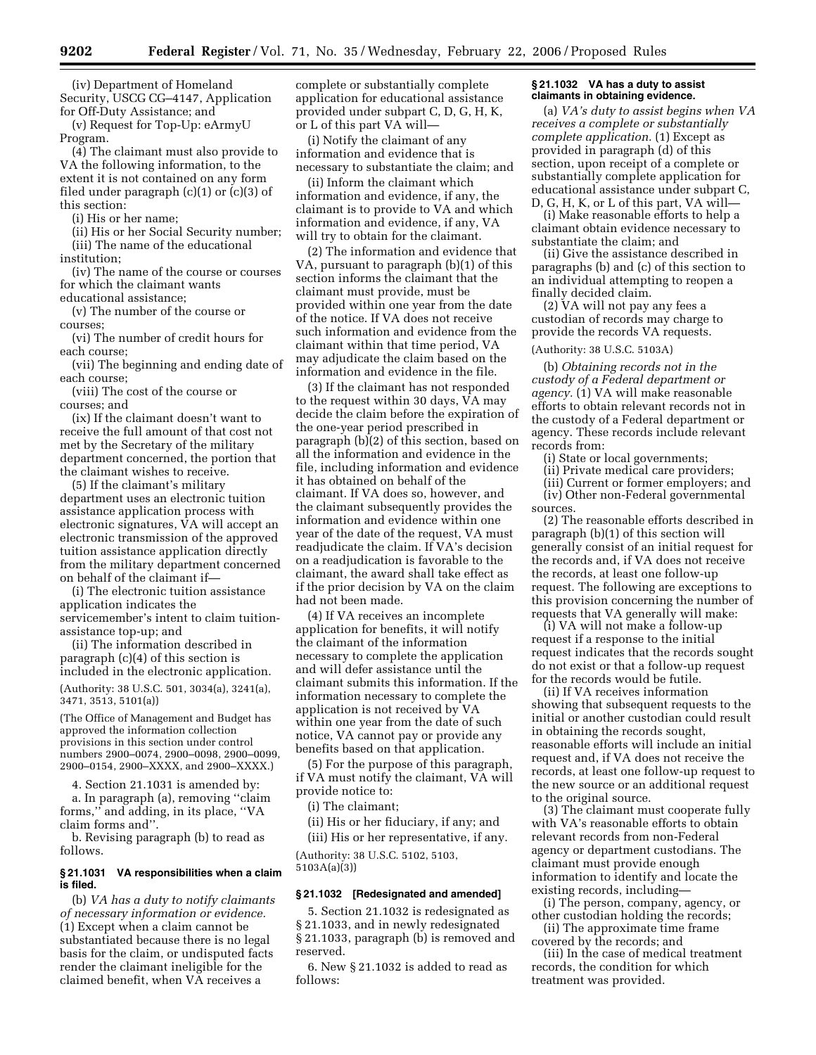(iv) Department of Homeland Security, USCG CG–4147, Application for Off-Duty Assistance; and

(v) Request for Top-Up: eArmyU Program.

(4) The claimant must also provide to VA the following information, to the extent it is not contained on any form filed under paragraph (c)(1) or (c)(3) of this section:

(i) His or her name;

(ii) His or her Social Security number;

(iii) The name of the educational institution;

(iv) The name of the course or courses for which the claimant wants educational assistance;

(v) The number of the course or courses;

(vi) The number of credit hours for each course;

(vii) The beginning and ending date of each course;

(viii) The cost of the course or courses; and

(ix) If the claimant doesn't want to receive the full amount of that cost not met by the Secretary of the military department concerned, the portion that the claimant wishes to receive.

(5) If the claimant's military department uses an electronic tuition assistance application process with electronic signatures, VA will accept an electronic transmission of the approved tuition assistance application directly from the military department concerned on behalf of the claimant if—

(i) The electronic tuition assistance application indicates the servicemember's intent to claim tuition-assistance top-up; and

(ii) The information described in paragraph (c)(4) of this section is included in the electronic application.

(Authority: 38 U.S.C. 501, 3034(a), 3241(a), 3471, 3513, 5101(a))

(The Office of Management and Budget has approved the information collection provisions in this section under control numbers 2900–0074, 2900–0098, 2900–0099, 2900–0154, 2900–XXXX, and 2900–XXXX.)

4. Section 21.1031 is amended by:

a. In paragraph (a), removing "claim forms," and adding, in its place, "VA claim forms and".

b. Revising paragraph (b) to read as follows.

#### § 21.1031 VA responsibilities when a claim is filed.

(b) *VA has a duty to notify claimants of necessary information or evidence.* (1) Except when a claim cannot be substantiated because there is no legal basis for the claim, or undisputed facts render the claimant ineligible for the claimed benefit, when VA receives a complete or substantially complete application for educational assistance provided under subpart C, D, G, H, K, or L of this part VA will—

(i) Notify the claimant of any information and evidence that is necessary to substantiate the claim; and

(ii) Inform the claimant which information and evidence, if any, the claimant is to provide to VA and which information and evidence, if any, VA will try to obtain for the claimant.

(2) The information and evidence that VA, pursuant to paragraph (b)(1) of this section informs the claimant that the claimant must provide, must be provided within one year from the date of the notice. If VA does not receive such information and evidence from the claimant within that time period, VA may adjudicate the claim based on the information and evidence in the file.

(3) If the claimant has not responded to the request within 30 days, VA may decide the claim before the expiration of the one-year period prescribed in paragraph (b)(2) of this section, based on all the information and evidence in the file, including information and evidence it has obtained on behalf of the claimant. If VA does so, however, and the claimant subsequently provides the information and evidence within one year of the date of the request, VA must readjudicate the claim. If VA's decision on a readjudication is favorable to the claimant, the award shall take effect as if the prior decision by VA on the claim had not been made.

(4) If VA receives an incomplete application for benefits, it will notify the claimant of the information necessary to complete the application and will defer assistance until the claimant submits this information. If the information necessary to complete the application is not received by VA within one year from the date of such notice, VA cannot pay or provide any benefits based on that application.

(5) For the purpose of this paragraph, if VA must notify the claimant, VA will provide notice to:

(i) The claimant;

(ii) His or her fiduciary, if any; and

(iii) His or her representative, if any.

(Authority: 38 U.S.C. 5102, 5103, 5103A(a)(3))

#### § 21.1032 [Redesignated and amended]

5. Section 21.1032 is redesignated as § 21.1033, and in newly redesignated § 21.1033, paragraph (b) is removed and reserved.

6. New § 21.1032 is added to read as follows:

#### § 21.1032 VA has a duty to assist claimants in obtaining evidence.

(a) *VA's duty to assist begins when VA receives a complete or substantially complete application.* (1) Except as provided in paragraph (d) of this section, upon receipt of a complete or substantially complete application for educational assistance under subpart C, D, G, H, K, or L of this part, VA will—

(i) Make reasonable efforts to help a claimant obtain evidence necessary to substantiate the claim; and

(ii) Give the assistance described in paragraphs (b) and (c) of this section to an individual attempting to reopen a finally decided claim.

(2) VA will not pay any fees a custodian of records may charge to provide the records VA requests.

(Authority: 38 U.S.C. 5103A)

(b) *Obtaining records not in the custody of a Federal department or agency.* (1) VA will make reasonable efforts to obtain relevant records not in the custody of a Federal department or agency. These records include relevant records from:

(i) State or local governments;

(ii) Private medical care providers;

(iii) Current or former employers; and

(iv) Other non-Federal governmental sources.

(2) The reasonable efforts described in paragraph (b)(1) of this section will generally consist of an initial request for the records and, if VA does not receive the records, at least one follow-up request. The following are exceptions to this provision concerning the number of requests that VA generally will make:

(i) VA will not make a follow-up request if a response to the initial request indicates that the records sought do not exist or that a follow-up request for the records would be futile.

(ii) If VA receives information showing that subsequent requests to the initial or another custodian could result in obtaining the records sought, reasonable efforts will include an initial request and, if VA does not receive the records, at least one follow-up request to the new source or an additional request to the original source.

(3) The claimant must cooperate fully with VA's reasonable efforts to obtain relevant records from non-Federal agency or department custodians. The claimant must provide enough information to identify and locate the existing records, including—

(i) The person, company, agency, or other custodian holding the records;

(ii) The approximate time frame covered by the records; and

(iii) In the case of medical treatment records, the condition for which treatment was provided.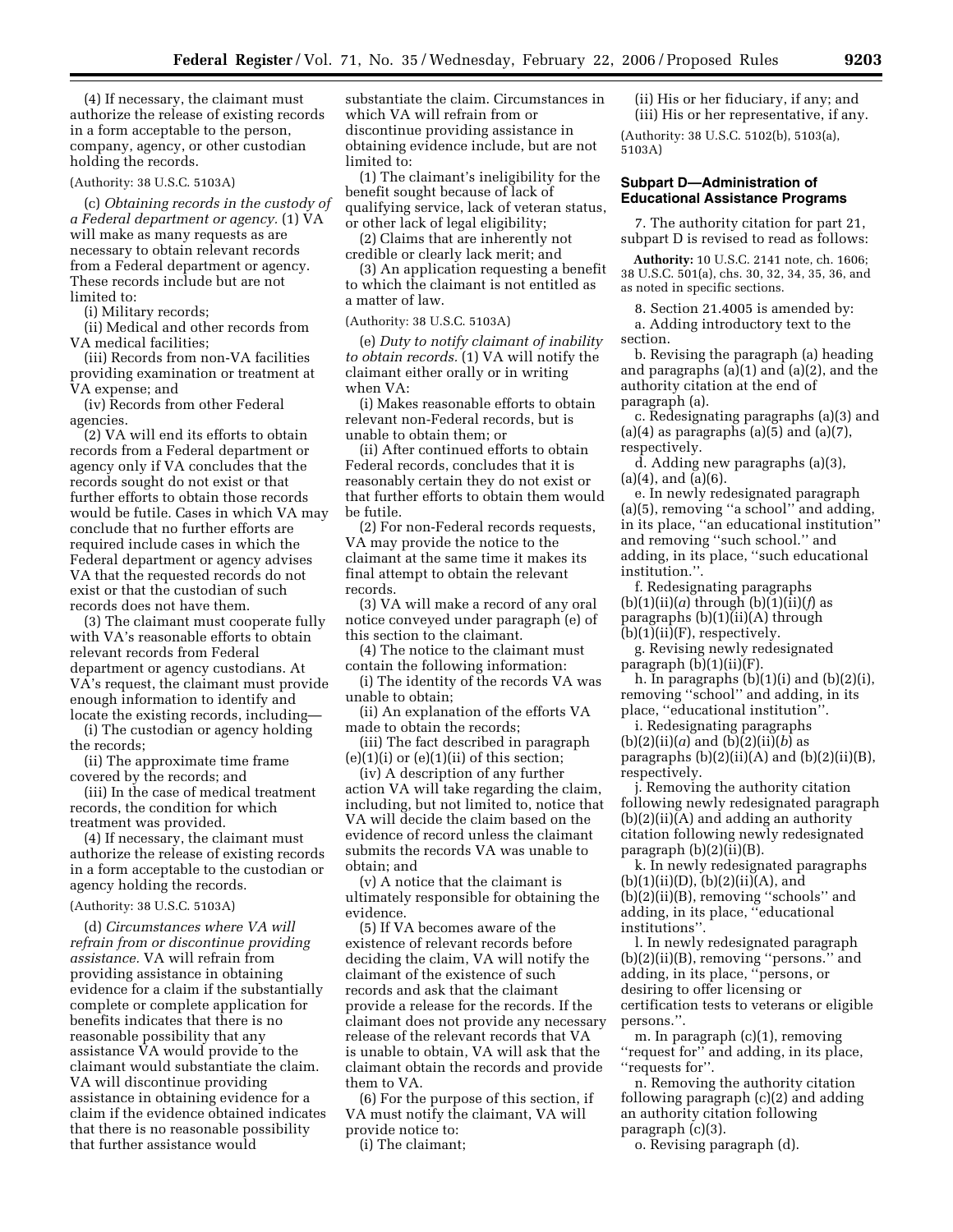(4) If necessary, the claimant must authorize the release of existing records in a form acceptable to the person, company, agency, or other custodian holding the records.

(Authority: 38 U.S.C. 5103A)

(c) *Obtaining records in the custody of a Federal department or agency.* (1) VA will make as many requests as are necessary to obtain relevant records from a Federal department or agency. These records include but are not limited to:

(i) Military records;

(ii) Medical and other records from VA medical facilities;

(iii) Records from non-VA facilities providing examination or treatment at VA expense; and

(iv) Records from other Federal agencies.

(2) VA will end its efforts to obtain records from a Federal department or agency only if VA concludes that the records sought do not exist or that further efforts to obtain those records would be futile. Cases in which VA may conclude that no further efforts are required include cases in which the Federal department or agency advises VA that the requested records do not exist or that the custodian of such records does not have them.

(3) The claimant must cooperate fully with VA's reasonable efforts to obtain relevant records from Federal department or agency custodians. At VA's request, the claimant must provide enough information to identify and locate the existing records, including—

(i) The custodian or agency holding the records;

(ii) The approximate time frame covered by the records; and

(iii) In the case of medical treatment records, the condition for which treatment was provided.

(4) If necessary, the claimant must authorize the release of existing records in a form acceptable to the custodian or agency holding the records.

(Authority: 38 U.S.C. 5103A)

(d) *Circumstances where VA will refrain from or discontinue providing assistance.* VA will refrain from providing assistance in obtaining evidence for a claim if the substantially complete or complete application for benefits indicates that there is no reasonable possibility that any assistance VA would provide to the claimant would substantiate the claim. VA will discontinue providing assistance in obtaining evidence for a claim if the evidence obtained indicates that there is no reasonable possibility that further assistance would substantiate the claim. Circumstances in which VA will refrain from or discontinue providing assistance in obtaining evidence include, but are not limited to:

(1) The claimant's ineligibility for the benefit sought because of lack of qualifying service, lack of veteran status, or other lack of legal eligibility;

(2) Claims that are inherently not credible or clearly lack merit; and

(3) An application requesting a benefit to which the claimant is not entitled as a matter of law.

(Authority: 38 U.S.C. 5103A)

(e) *Duty to notify claimant of inability to obtain records.* (1) VA will notify the claimant either orally or in writing when VA:

(i) Makes reasonable efforts to obtain relevant non-Federal records, but is unable to obtain them; or

(ii) After continued efforts to obtain Federal records, concludes that it is reasonably certain they do not exist or that further efforts to obtain them would be futile.

(2) For non-Federal records requests, VA may provide the notice to the claimant at the same time it makes its final attempt to obtain the relevant records.

(3) VA will make a record of any oral notice conveyed under paragraph (e) of this section to the claimant.

(4) The notice to the claimant must contain the following information:

(i) The identity of the records VA was unable to obtain;

(ii) An explanation of the efforts VA made to obtain the records;

(iii) The fact described in paragraph (e)(1)(i) or (e)(1)(ii) of this section;

(iv) A description of any further action VA will take regarding the claim, including, but not limited to, notice that VA will decide the claim based on the evidence of record unless the claimant submits the records VA was unable to obtain; and

(v) A notice that the claimant is ultimately responsible for obtaining the evidence.

(5) If VA becomes aware of the existence of relevant records before deciding the claim, VA will notify the claimant of the existence of such records and ask that the claimant provide a release for the records. If the claimant does not provide any necessary release of the relevant records that VA is unable to obtain, VA will ask that the claimant obtain the records and provide them to VA.

(6) For the purpose of this section, if VA must notify the claimant, VA will provide notice to:

(i) The claimant;

(ii) His or her fiduciary, if any; and

(iii) His or her representative, if any.

(Authority: 38 U.S.C. 5102(b), 5103(a), 5103A)

### Subpart D—Administration of Educational Assistance Programs

7. The authority citation for part 21, subpart D is revised to read as follows:

**Authority:** 10 U.S.C. 2141 note, ch. 1606; 38 U.S.C. 501(a), chs. 30, 32, 34, 35, 36, and as noted in specific sections.

8. Section 21.4005 is amended by:

a. Adding introductory text to the section.

b. Revising the paragraph (a) heading and paragraphs (a)(1) and (a)(2), and the authority citation at the end of paragraph (a).

c. Redesignating paragraphs (a)(3) and (a)(4) as paragraphs (a)(5) and (a)(7), respectively.

d. Adding new paragraphs (a)(3), (a)(4), and (a)(6).

e. In newly redesignated paragraph (a)(5), removing "a school" and adding, in its place, "an educational institution" and removing "such school." and adding, in its place, "such educational institution.".

f. Redesignating paragraphs (b)(1)(ii)(*a*) through (b)(1)(ii)(*f*) as paragraphs (b)(1)(ii)(A) through (b)(1)(ii)(F), respectively.

g. Revising newly redesignated paragraph (b)(1)(ii)(F).

h. In paragraphs (b)(1)(i) and (b)(2)(i), removing "school" and adding, in its place, "educational institution".

i. Redesignating paragraphs (b)(2)(ii)(*a*) and (b)(2)(ii)(*b*) as paragraphs (b)(2)(ii)(A) and (b)(2)(ii)(B), respectively.

j. Removing the authority citation following newly redesignated paragraph (b)(2)(ii)(A) and adding an authority citation following newly redesignated paragraph (b)(2)(ii)(B).

k. In newly redesignated paragraphs (b)(1)(ii)(D), (b)(2)(ii)(A), and (b)(2)(ii)(B), removing "schools" and adding, in its place, "educational institutions".

l. In newly redesignated paragraph (b)(2)(ii)(B), removing "persons." and adding, in its place, "persons, or desiring to offer licensing or certification tests to veterans or eligible persons.".

m. In paragraph (c)(1), removing "request for" and adding, in its place, "requests for".

n. Removing the authority citation following paragraph (c)(2) and adding an authority citation following paragraph (c)(3).

o. Revising paragraph (d).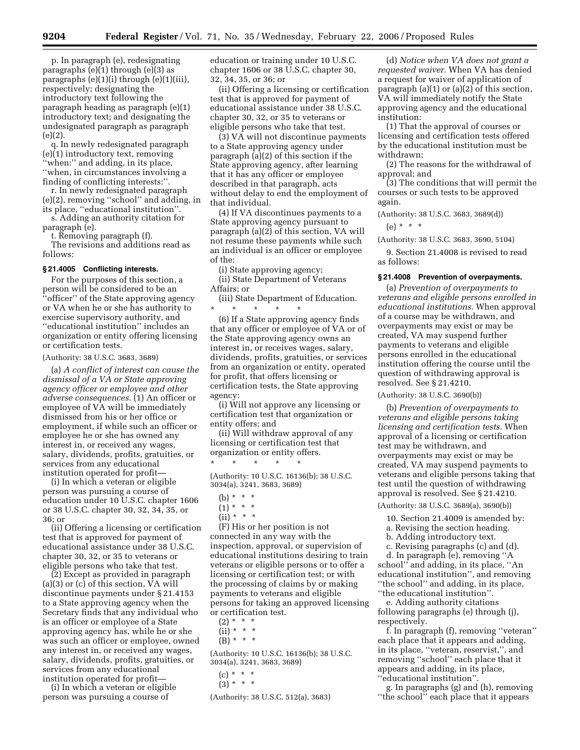p. In paragraph (e), redesignating paragraphs (e)(1) through (e)(3) as paragraphs (e)(1)(i) through (e)(1)(iii), respectively; designating the introductory text following the paragraph heading as paragraph (e)(1) introductory text; and designating the undesignated paragraph as paragraph (e)(2).

q. In newly redesignated paragraph (e)(1) introductory text, removing ''when:'' and adding, in its place, ''when, in circumstances involving a finding of conflicting interests:''.

r. In newly redesignated paragraph (e)(2), removing ''school'' and adding, in its place, ''educational institution''.

s. Adding an authority citation for paragraph (e).

t. Removing paragraph (f).

The revisions and additions read as follows:

### § 21.4005 Conflicting interests.

For the purposes of this section, a person will be considered to be an ''officer'' of the State approving agency or VA when he or she has authority to exercise supervisory authority, and ''educational institution'' includes an organization or entity offering licensing or certification tests.

(Authority: 38 U.S.C. 3683, 3689)

(a) *A conflict of interest can cause the dismissal of a VA or State approving agency officer or employee and other adverse consequences.* (1) An officer or employee of VA will be immediately dismissed from his or her office or employment, if while such an officer or employee he or she has owned any interest in, or received any wages, salary, dividends, profits, gratuities, or services from any educational institution operated for profit—

(i) In which a veteran or eligible person was pursuing a course of education under 10 U.S.C. chapter 1606 or 38 U.S.C. chapter 30, 32, 34, 35, or 36; or

(ii) Offering a licensing or certification test that is approved for payment of educational assistance under 38 U.S.C. chapter 30, 32, or 35 to veterans or eligible persons who take that test.

(2) Except as provided in paragraph (a)(3) or (c) of this section, VA will discontinue payments under § 21.4153 to a State approving agency when the Secretary finds that any individual who is an officer or employee of a State approving agency has, while he or she was such an officer or employee, owned any interest in, or received any wages, salary, dividends, profits, gratuities, or services from any educational institution operated for profit—

(i) In which a veteran or eligible person was pursuing a course of education or training under 10 U.S.C. chapter 1606 or 38 U.S.C. chapter 30, 32, 34, 35, or 36; or

(ii) Offering a licensing or certification test that is approved for payment of educational assistance under 38 U.S.C. chapter 30, 32, or 35 to veterans or eligible persons who take that test.

(3) VA will not discontinue payments to a State approving agency under paragraph (a)(2) of this section if the State approving agency, after learning that it has any officer or employee described in that paragraph, acts without delay to end the employment of that individual.

(4) If VA discontinues payments to a State approving agency pursuant to paragraph (a)(2) of this section, VA will not resume these payments while such an individual is an officer or employee of the:

(i) State approving agency;

(ii) State Department of Veterans Affairs; or

(iii) State Department of Education.

\* \* \* \* \*

(6) If a State approving agency finds that any officer or employee of VA or of the State approving agency owns an interest in, or receives wages, salary, dividends, profits, gratuities, or services from an organization or entity, operated for profit, that offers licensing or certification tests, the State approving agency:

(i) Will not approve any licensing or certification test that organization or entity offers; and

(ii) Will withdraw approval of any licensing or certification test that organization or entity offers.

\* \* \* \* \*

(Authority: 10 U.S.C. 16136(b); 38 U.S.C. 3034(a), 3241, 3683, 3689)

(b) \* \* \*

(1) \* \* \*

(ii) \* \* \*

(F) His or her position is not connected in any way with the inspection, approval, or supervision of educational institutions desiring to train veterans or eligible persons or to offer a licensing or certification test; or with the processing of claims by or making payments to veterans and eligible persons for taking an approved licensing or certification test.

(2) \* \* \*

(ii) \* \* \*

(B) \* \* \*

(Authority: 10 U.S.C. 16136(b); 38 U.S.C. 3034(a), 3241, 3683, 3689)

(c) \* \* \*

(3) \* \* \*

(Authority: 38 U.S.C. 512(a), 3683)

(d) *Notice when VA does not grant a requested waiver.* When VA has denied a request for waiver of application of paragraph (a)(1) or (a)(2) of this section, VA will immediately notify the State approving agency and the educational institution:

(1) That the approval of courses or licensing and certification tests offered by the educational institution must be withdrawn;

(2) The reasons for the withdrawal of approval; and

(3) The conditions that will permit the courses or such tests to be approved again.

(Authority: 38 U.S.C. 3683, 3689(d))

(e) \* \* \*

(Authority: 38 U.S.C. 3683, 3690, 5104)

9. Section 21.4008 is revised to read as follows:

### § 21.4008 Prevention of overpayments.

(a) *Prevention of overpayments to veterans and eligible persons enrolled in educational institutions.* When approval of a course may be withdrawn, and overpayments may exist or may be created, VA may suspend further payments to veterans and eligible persons enrolled in the educational institution offering the course until the question of withdrawing approval is resolved. See § 21.4210.

(Authority: 38 U.S.C. 3690(b))

(b) *Prevention of overpayments to veterans and eligible persons taking licensing and certification tests.* When approval of a licensing or certification test may be withdrawn, and overpayments may exist or may be created, VA may suspend payments to veterans and eligible persons taking that test until the question of withdrawing approval is resolved. See § 21.4210.

(Authority: 38 U.S.C. 3689(a), 3690(b))

10. Section 21.4009 is amended by:

a. Revising the section heading.

b. Adding introductory text.

c. Revising paragraphs (c) and (d).

d. In paragraph (e), removing ''A school'' and adding, in its place, ''An educational institution'', and removing ''the school'' and adding, in its place, ''the educational institution''.

e. Adding authority citations following paragraphs (e) through (j), respectively.

f. In paragraph (f), removing ''veteran'' each place that it appears and adding, in its place, ''veteran, reservist,'', and removing ''school'' each place that it appears and adding, in its place, ''educational institution''.

g. In paragraphs (g) and (h), removing ''the school'' each place that it appears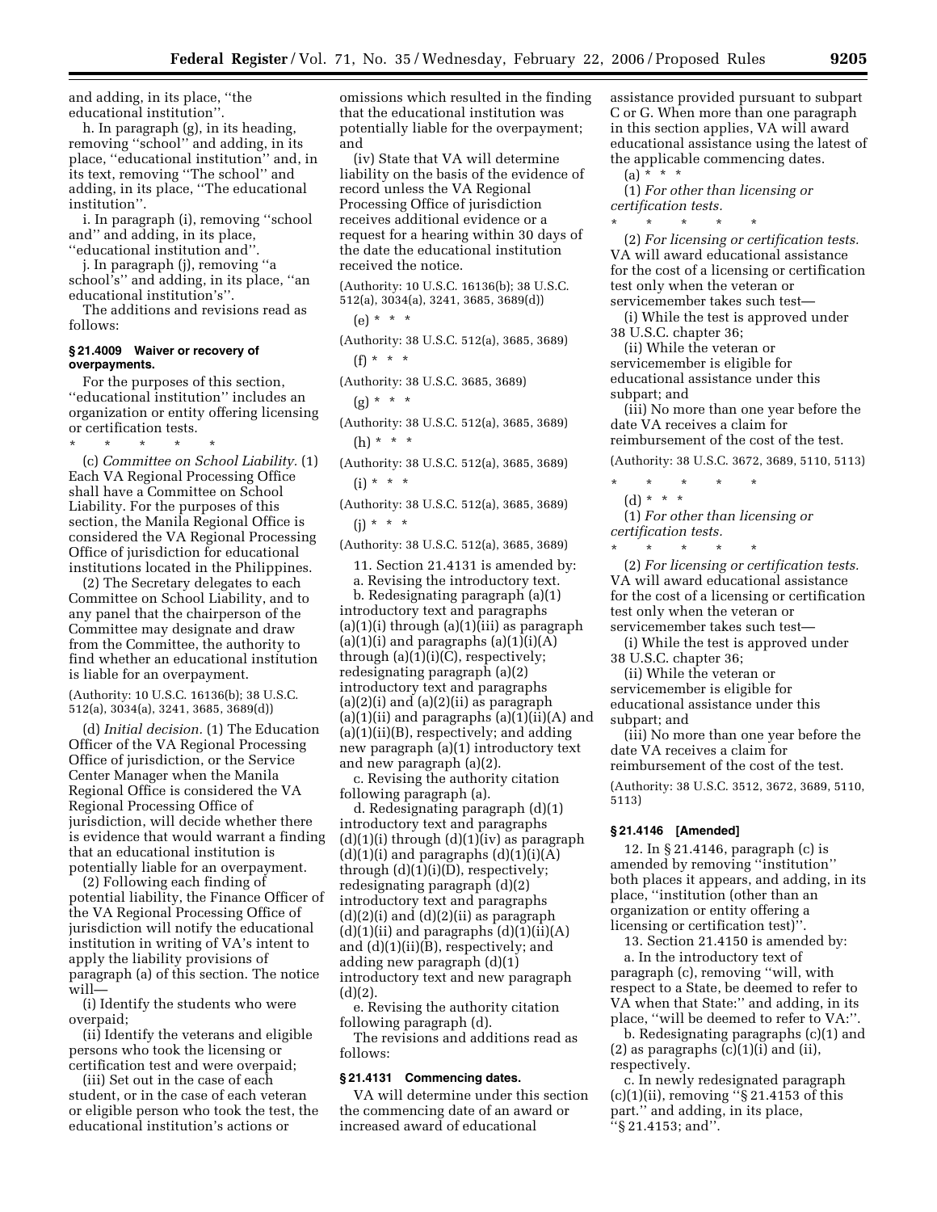and adding, in its place, "the educational institution".

h. In paragraph (g), in its heading, removing "school" and adding, in its place, "educational institution" and, in its text, removing "The school" and adding, in its place, "The educational institution".

i. In paragraph (i), removing "school and" and adding, in its place, "educational institution and".

j. In paragraph (j), removing "a school's" and adding, in its place, "an educational institution's".

The additions and revisions read as follows:

**§ 21.4009 Waiver or recovery of overpayments.**

For the purposes of this section, "educational institution" includes an organization or entity offering licensing or certification tests.

\* \* \* \* \*

(c) *Committee on School Liability.* (1) Each VA Regional Processing Office shall have a Committee on School Liability. For the purposes of this section, the Manila Regional Office is considered the VA Regional Processing Office of jurisdiction for educational institutions located in the Philippines.

(2) The Secretary delegates to each Committee on School Liability, and to any panel that the chairperson of the Committee may designate and draw from the Committee, the authority to find whether an educational institution is liable for an overpayment.

(Authority: 10 U.S.C. 16136(b); 38 U.S.C. 512(a), 3034(a), 3241, 3685, 3689(d))

(d) *Initial decision.* (1) The Education Officer of the VA Regional Processing Office of jurisdiction, or the Service Center Manager when the Manila Regional Office is considered the VA Regional Processing Office of jurisdiction, will decide whether there is evidence that would warrant a finding that an educational institution is potentially liable for an overpayment.

(2) Following each finding of potential liability, the Finance Officer of the VA Regional Processing Office of jurisdiction will notify the educational institution in writing of VA's intent to apply the liability provisions of paragraph (a) of this section. The notice will—

(i) Identify the students who were overpaid;

(ii) Identify the veterans and eligible persons who took the licensing or certification test and were overpaid;

(iii) Set out in the case of each student, or in the case of each veteran or eligible person who took the test, the educational institution's actions or omissions which resulted in the finding that the educational institution was potentially liable for the overpayment; and

(iv) State that VA will determine liability on the basis of the evidence of record unless the VA Regional Processing Office of jurisdiction receives additional evidence or a request for a hearing within 30 days of the date the educational institution received the notice.

(Authority: 10 U.S.C. 16136(b); 38 U.S.C. 512(a), 3034(a), 3241, 3685, 3689(d))

(e) \* \* \*

(Authority: 38 U.S.C. 512(a), 3685, 3689)

(f) \* \* \*

(Authority: 38 U.S.C. 3685, 3689)

(g) \* \* \*

(Authority: 38 U.S.C. 512(a), 3685, 3689)

(h) \* \* \*

(Authority: 38 U.S.C. 512(a), 3685, 3689)

(i) \* \* \*

(Authority: 38 U.S.C. 512(a), 3685, 3689)

(j) \* \* \*

(Authority: 38 U.S.C. 512(a), 3685, 3689)

11. Section 21.4131 is amended by:

a. Revising the introductory text.

b. Redesignating paragraph (a)(1) introductory text and paragraphs (a)(1)(i) through (a)(1)(iii) as paragraph (a)(1)(i) and paragraphs (a)(1)(i)(A) through (a)(1)(i)(C), respectively; redesignating paragraph (a)(2) introductory text and paragraphs (a)(2)(i) and (a)(2)(ii) as paragraph (a)(1)(ii) and paragraphs (a)(1)(ii)(A) and (a)(1)(ii)(B), respectively; and adding new paragraph (a)(1) introductory text and new paragraph (a)(2).

c. Revising the authority citation following paragraph (a).

d. Redesignating paragraph (d)(1) introductory text and paragraphs (d)(1)(i) through (d)(1)(iv) as paragraph (d)(1)(i) and paragraphs (d)(1)(i)(A) through (d)(1)(i)(D), respectively; redesignating paragraph (d)(2) introductory text and paragraphs (d)(2)(i) and (d)(2)(ii) as paragraph (d)(1)(ii) and paragraphs (d)(1)(ii)(A) and (d)(1)(ii)(B), respectively; and adding new paragraph (d)(1) introductory text and new paragraph (d)(2).

e. Revising the authority citation following paragraph (d).

The revisions and additions read as follows:

**§ 21.4131 Commencing dates.**

VA will determine under this section the commencing date of an award or increased award of educational assistance provided pursuant to subpart C or G. When more than one paragraph in this section applies, VA will award educational assistance using the latest of the applicable commencing dates.

(a) \* \* \*

(1) *For other than licensing or certification tests.*

\* \* \* \* \*

(2) *For licensing or certification tests.* VA will award educational assistance for the cost of a licensing or certification test only when the veteran or servicemember takes such test—

(i) While the test is approved under 38 U.S.C. chapter 36;

(ii) While the veteran or servicemember is eligible for educational assistance under this subpart; and

(iii) No more than one year before the date VA receives a claim for reimbursement of the cost of the test.

(Authority: 38 U.S.C. 3672, 3689, 5110, 5113)

\* \* \* \* \*

(d) \* \* \*

(1) *For other than licensing or certification tests.*

\* \* \* \* \*

(2) *For licensing or certification tests.* VA will award educational assistance for the cost of a licensing or certification test only when the veteran or servicemember takes such test—

(i) While the test is approved under 38 U.S.C. chapter 36;

(ii) While the veteran or servicemember is eligible for educational assistance under this subpart; and

(iii) No more than one year before the date VA receives a claim for reimbursement of the cost of the test.

(Authority: 38 U.S.C. 3512, 3672, 3689, 5110, 5113)

**§ 21.4146 [Amended]**

12. In § 21.4146, paragraph (c) is amended by removing "institution" both places it appears, and adding, in its place, "institution (other than an organization or entity offering a licensing or certification test)".

13. Section 21.4150 is amended by:

a. In the introductory text of paragraph (c), removing "will, with respect to a State, be deemed to refer to VA when that State:" and adding, in its place, "will be deemed to refer to VA:".

b. Redesignating paragraphs (c)(1) and (2) as paragraphs (c)(1)(i) and (ii), respectively.

c. In newly redesignated paragraph (c)(1)(ii), removing "§ 21.4153 of this part." and adding, in its place, "§ 21.4153; and".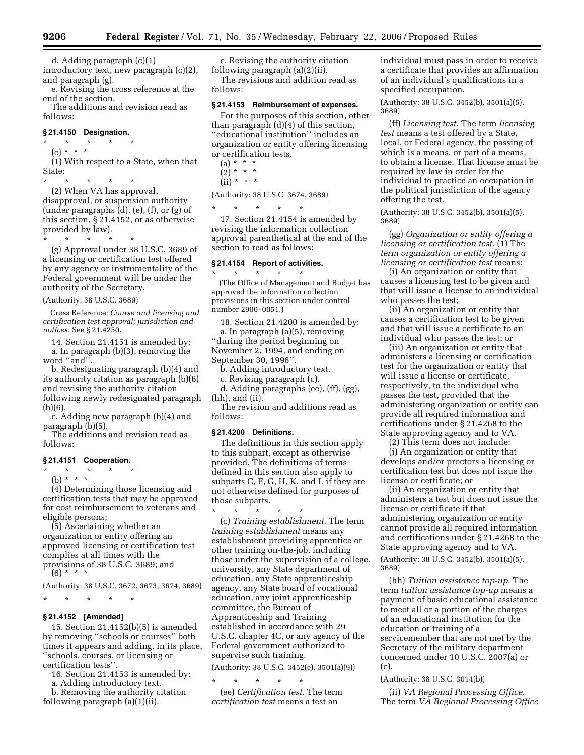d. Adding paragraph (c)(1) introductory text, new paragraph (c)(2), and paragraph (g).

e. Revising the cross reference at the end of the section.

The additions and revision read as follows:

### § 21.4150 Designation.

\* \* \* \* \*

(c) \* \* \*

(1) With respect to a State, when that State:

\* \* \* \* \*

(2) When VA has approval, disapproval, or suspension authority (under paragraphs (d), (e), (f), or (g) of this section, § 21.4152, or as otherwise provided by law).

\* \* \* \* \*

(g) Approval under 38 U.S.C. 3689 of a licensing or certification test offered by any agency or instrumentality of the Federal government will be under the authority of the Secretary.

(Authority: 38 U.S.C. 3689)

Cross Reference: *Course and licensing and certification test approval; jurisdiction and notices.* See § 21.4250.

14. Section 21.4151 is amended by:

a. In paragraph (b)(3), removing the word ''and''.

b. Redesignating paragraph (b)(4) and its authority citation as paragraph (b)(6) and revising the authority citation following newly redesignated paragraph (b)(6).

c. Adding new paragraph (b)(4) and paragraph (b)(5).

The additions and revision read as follows:

### § 21.4151 Cooperation.

\* \* \* \* \*

(b) \* \* \*

(4) Determining those licensing and certification tests that may be approved for cost reimbursement to veterans and eligible persons;

(5) Ascertaining whether an organization or entity offering an approved licensing or certification test complies at all times with the provisions of 38 U.S.C. 3689; and

(6) \* \* \*

(Authority: 38 U.S.C. 3672, 3673, 3674, 3689)

\* \* \* \* \*

### § 21.4152 [Amended]

15. Section 21.4152(b)(5) is amended by removing ''schools or courses'' both times it appears and adding, in its place, ''schools, courses, or licensing or certification tests''.

16. Section 21.4153 is amended by:

a. Adding introductory text.

b. Removing the authority citation following paragraph (a)(1)(ii).

c. Revising the authority citation following paragraph (a)(2)(ii).

The revisions and addition read as follows:

### § 21.4153 Reimbursement of expenses.

For the purposes of this section, other than paragraph (d)(4) of this section, ''educational institution'' includes an organization or entity offering licensing or certification tests.

(a) \* \* \*

(2) \* \* \*

(ii) \* \* \*

(Authority: 38 U.S.C. 3674, 3689)

\* \* \* \* \*

17. Section 21.4154 is amended by revising the information collection approval parenthetical at the end of the section to read as follows:

### § 21.4154 Report of activities.

\* \* \* \* \*

(The Office of Management and Budget has approved the information collection provisions in this section under control number 2900–0051.)

18. Section 21.4200 is amended by:

a. In paragraph (a)(5), removing ''during the period beginning on November 2, 1994, and ending on September 30, 1996''.

b. Adding introductory text.

c. Revising paragraph (c).

d. Adding paragraphs (ee), (ff), (gg), (hh), and (ii).

The revision and additions read as follows:

### § 21.4200 Definitions.

The definitions in this section apply to this subpart, except as otherwise provided. The definitions of terms defined in this section also apply to subparts C, F, G, H, K, and L if they are not otherwise defined for purposes of those subparts.

\* \* \* \* \*

(c) *Training establishment.* The term *training establishment* means any establishment providing apprentice or other training on-the-job, including those under the supervision of a college, university, any State department of education, any State apprenticeship agency, any State board of vocational education, any joint apprenticeship committee, the Bureau of Apprenticeship and Training established in accordance with 29 U.S.C. chapter 4C, or any agency of the Federal government authorized to supervise such training.

(Authority: 38 U.S.C. 3452(e), 3501(a)(9))

\* \* \* \* \*

(ee) *Certification test.* The term *certification test* means a test an individual must pass in order to receive a certificate that provides an affirmation of an individual's qualifications in a specified occupation.

(Authority: 38 U.S.C. 3452(b), 3501(a)(5), 3689)

(ff) *Licensing test.* The term *licensing test* means a test offered by a State, local, or Federal agency, the passing of which is a means, or part of a means, to obtain a license. That license must be required by law in order for the individual to practice an occupation in the political jurisdiction of the agency offering the test.

(Authority: 38 U.S.C. 3452(b), 3501(a)(5), 3689)

(gg) *Organization or entity offering a licensing or certification test.* (1) The term *organization or entity offering a licensing or certification test* means:

(i) An organization or entity that causes a licensing test to be given and that will issue a license to an individual who passes the test;

(ii) An organization or entity that causes a certification test to be given and that will issue a certificate to an individual who passes the test; or

(iii) An organization or entity that administers a licensing or certification test for the organization or entity that will issue a license or certificate, respectively, to the individual who passes the test, provided that the administering organization or entity can provide all required information and certifications under § 21.4268 to the State approving agency and to VA.

(2) This term does not include:

(i) An organization or entity that develops and/or proctors a licensing or certification test but does not issue the license or certificate; or

(ii) An organization or entity that administers a test but does not issue the license or certificate if that administering organization or entity cannot provide all required information and certifications under § 21.4268 to the State approving agency and to VA.

(Authority: 38 U.S.C. 3452(b), 3501(a)(5), 3689)

(hh) *Tuition assistance top-up.* The term *tuition assistance top-up* means a payment of basic educational assistance to meet all or a portion of the charges of an educational institution for the education or training of a servicemember that are not met by the Secretary of the military department concerned under 10 U.S.C. 2007(a) or (c).

(Authority: 38 U.S.C. 3014(b))

(ii) *VA Regional Processing Office.* The term *VA Regional Processing Office*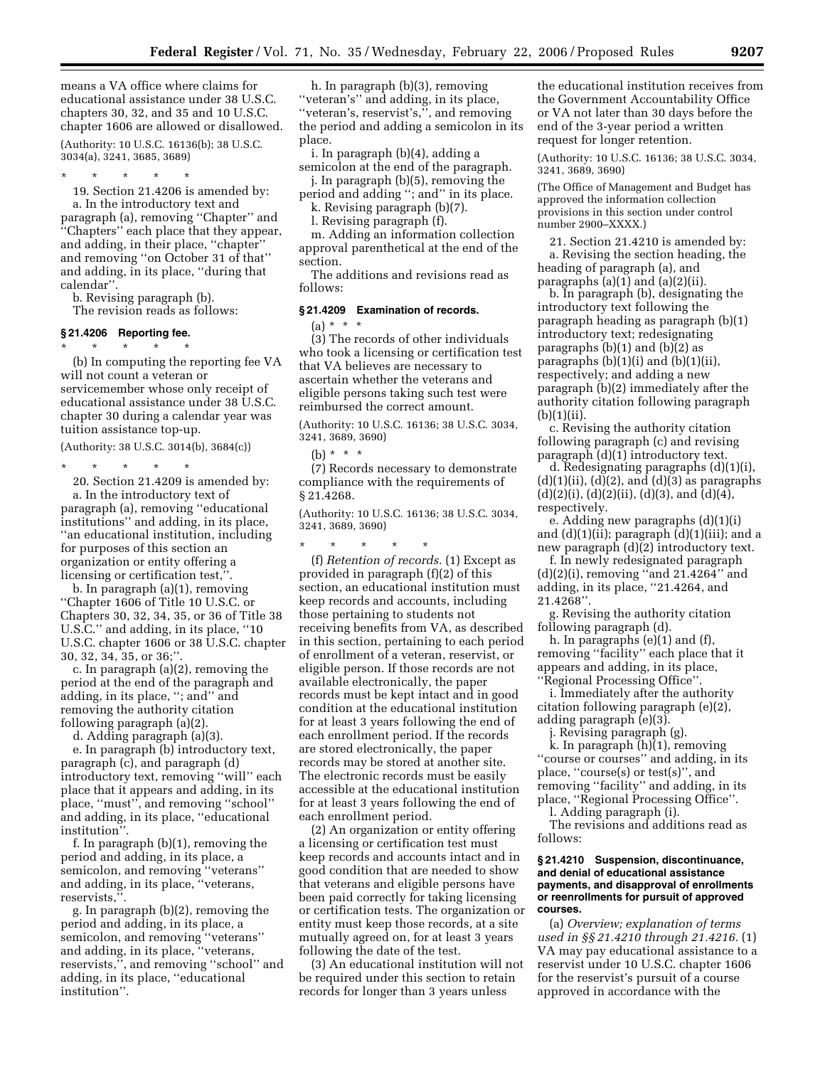means a VA office where claims for educational assistance under 38 U.S.C. chapters 30, 32, and 35 and 10 U.S.C. chapter 1606 are allowed or disallowed.

(Authority: 10 U.S.C. 16136(b); 38 U.S.C. 3034(a), 3241, 3685, 3689)

\* \* \* \* \*

19. Section 21.4206 is amended by:

a. In the introductory text and paragraph (a), removing ''Chapter'' and ''Chapters'' each place that they appear, and adding, in their place, ''chapter'' and removing ''on October 31 of that'' and adding, in its place, ''during that calendar''.

b. Revising paragraph (b).

The revision reads as follows:

**§ 21.4206 Reporting fee.**

\* \* \* \* \*

(b) In computing the reporting fee VA will not count a veteran or servicemember whose only receipt of educational assistance under 38 U.S.C. chapter 30 during a calendar year was tuition assistance top-up.

(Authority: 38 U.S.C. 3014(b), 3684(c))

\* \* \* \* \*

20. Section 21.4209 is amended by:

a. In the introductory text of paragraph (a), removing ''educational institutions'' and adding, in its place, ''an educational institution, including for purposes of this section an organization or entity offering a licensing or certification test,''.

b. In paragraph (a)(1), removing ''Chapter 1606 of Title 10 U.S.C. or Chapters 30, 32, 34, 35, or 36 of Title 38 U.S.C.'' and adding, in its place, ''10 U.S.C. chapter 1606 or 38 U.S.C. chapter 30, 32, 34, 35, or 36;''.

c. In paragraph (a)(2), removing the period at the end of the paragraph and adding, in its place, ''; and'' and removing the authority citation following paragraph (a)(2).

d. Adding paragraph (a)(3).

e. In paragraph (b) introductory text, paragraph (c), and paragraph (d) introductory text, removing ''will'' each place that it appears and adding, in its place, ''must'', and removing ''school'' and adding, in its place, ''educational institution''.

f. In paragraph (b)(1), removing the period and adding, in its place, a semicolon, and removing ''veterans'' and adding, in its place, ''veterans, reservists,''.

g. In paragraph (b)(2), removing the period and adding, in its place, a semicolon, and removing ''veterans'' and adding, in its place, ''veterans, reservists,'', and removing ''school'' and adding, in its place, ''educational institution''.

h. In paragraph (b)(3), removing ''veteran's'' and adding, in its place, ''veteran's, reservist's,'', and removing the period and adding a semicolon in its place.

i. In paragraph (b)(4), adding a semicolon at the end of the paragraph.

j. In paragraph (b)(5), removing the period and adding ''; and'' in its place.

k. Revising paragraph (b)(7).

l. Revising paragraph (f).

m. Adding an information collection approval parenthetical at the end of the section.

The additions and revisions read as follows:

**§ 21.4209 Examination of records.**

(a) \* \* \*

(3) The records of other individuals who took a licensing or certification test that VA believes are necessary to ascertain whether the veterans and eligible persons taking such test were reimbursed the correct amount.

(Authority: 10 U.S.C. 16136; 38 U.S.C. 3034, 3241, 3689, 3690)

(b) \* \* \*

(7) Records necessary to demonstrate compliance with the requirements of § 21.4268.

(Authority: 10 U.S.C. 16136; 38 U.S.C. 3034, 3241, 3689, 3690)

\* \* \* \* \*

(f) *Retention of records.* (1) Except as provided in paragraph (f)(2) of this section, an educational institution must keep records and accounts, including those pertaining to students not receiving benefits from VA, as described in this section, pertaining to each period of enrollment of a veteran, reservist, or eligible person. If those records are not available electronically, the paper records must be kept intact and in good condition at the educational institution for at least 3 years following the end of each enrollment period. If the records are stored electronically, the paper records may be stored at another site. The electronic records must be easily accessible at the educational institution for at least 3 years following the end of each enrollment period.

(2) An organization or entity offering a licensing or certification test must keep records and accounts intact and in good condition that are needed to show that veterans and eligible persons have been paid correctly for taking licensing or certification tests. The organization or entity must keep those records, at a site mutually agreed on, for at least 3 years following the date of the test.

(3) An educational institution will not be required under this section to retain records for longer than 3 years unless the educational institution receives from the Government Accountability Office or VA not later than 30 days before the end of the 3-year period a written request for longer retention.

(Authority: 10 U.S.C. 16136; 38 U.S.C. 3034, 3241, 3689, 3690)

(The Office of Management and Budget has approved the information collection provisions in this section under control number 2900–XXXX.)

21. Section 21.4210 is amended by:

a. Revising the section heading, the heading of paragraph (a), and paragraphs (a)(1) and (a)(2)(ii).

b. In paragraph (b), designating the introductory text following the paragraph heading as paragraph (b)(1) introductory text; redesignating paragraphs (b)(1) and (b)(2) as paragraphs (b)(1)(i) and (b)(1)(ii), respectively; and adding a new paragraph (b)(2) immediately after the authority citation following paragraph (b)(1)(ii).

c. Revising the authority citation following paragraph (c) and revising paragraph (d)(1) introductory text.

d. Redesignating paragraphs (d)(1)(i), (d)(1)(ii), (d)(2), and (d)(3) as paragraphs (d)(2)(i), (d)(2)(ii), (d)(3), and (d)(4), respectively.

e. Adding new paragraphs (d)(1)(i) and (d)(1)(ii); paragraph (d)(1)(iii); and a new paragraph (d)(2) introductory text.

f. In newly redesignated paragraph (d)(2)(i), removing ''and 21.4264'' and adding, in its place, ''21.4264, and 21.4268''.

g. Revising the authority citation following paragraph (d).

h. In paragraphs (e)(1) and (f), removing ''facility'' each place that it appears and adding, in its place, ''Regional Processing Office''.

i. Immediately after the authority citation following paragraph (e)(2), adding paragraph (e)(3).

j. Revising paragraph (g).

k. In paragraph (h)(1), removing ''course or courses'' and adding, in its place, ''course(s) or test(s)'', and removing ''facility'' and adding, in its place, ''Regional Processing Office''.

l. Adding paragraph (i).

The revisions and additions read as follows:

**§ 21.4210 Suspension, discontinuance, and denial of educational assistance payments, and disapproval of enrollments or reenrollments for pursuit of approved courses.**

(a) *Overview; explanation of terms used in §§ 21.4210 through 21.4216.* (1) VA may pay educational assistance to a reservist under 10 U.S.C. chapter 1606 for the reservist's pursuit of a course approved in accordance with the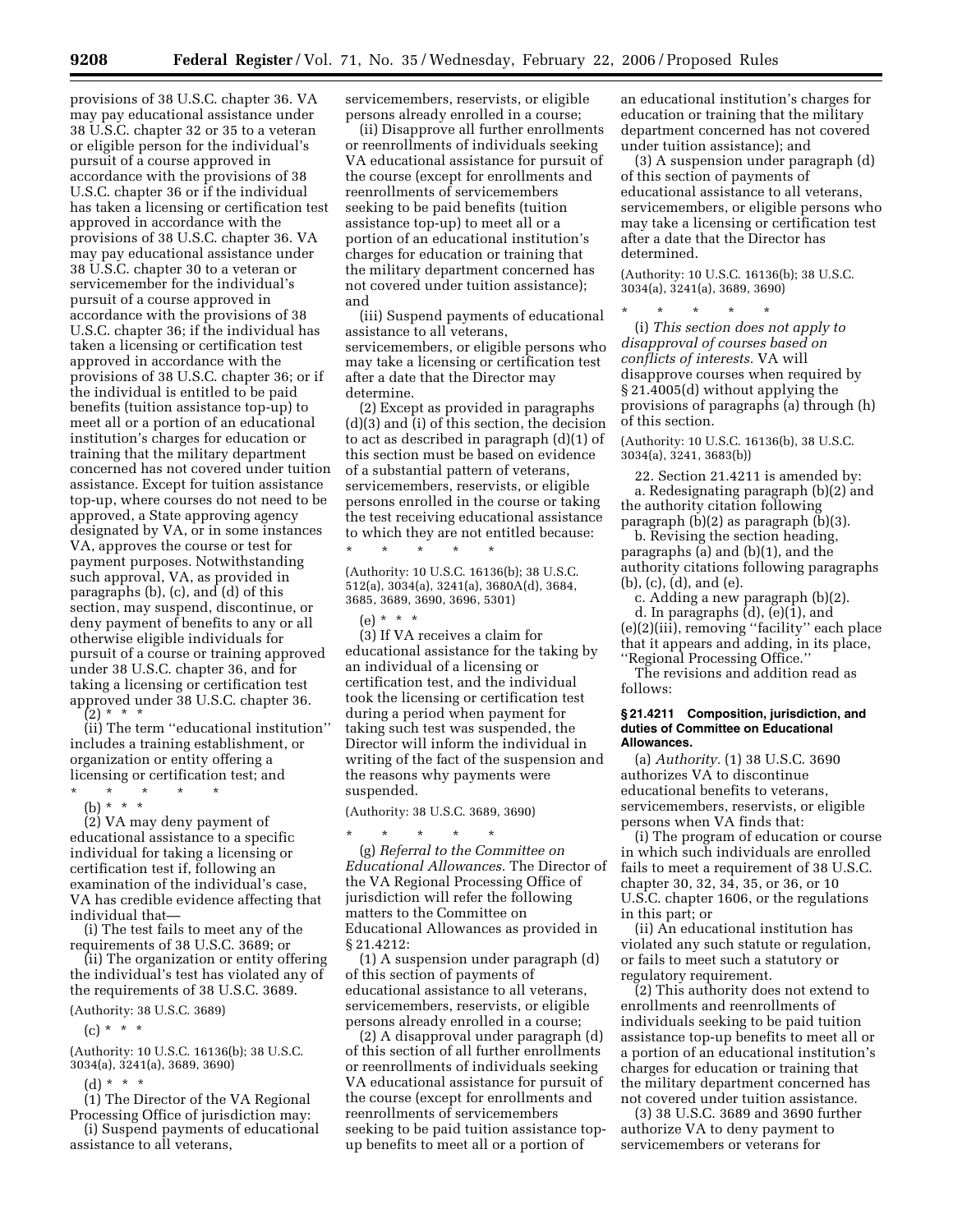provisions of 38 U.S.C. chapter 36. VA may pay educational assistance under 38 U.S.C. chapter 32 or 35 to a veteran or eligible person for the individual's pursuit of a course approved in accordance with the provisions of 38 U.S.C. chapter 36 or if the individual has taken a licensing or certification test approved in accordance with the provisions of 38 U.S.C. chapter 36. VA may pay educational assistance under 38 U.S.C. chapter 30 to a veteran or servicemember for the individual's pursuit of a course approved in accordance with the provisions of 38 U.S.C. chapter 36; if the individual has taken a licensing or certification test approved in accordance with the provisions of 38 U.S.C. chapter 36; or if the individual is entitled to be paid benefits (tuition assistance top-up) to meet all or a portion of an educational institution's charges for education or training that the military department concerned has not covered under tuition assistance. Except for tuition assistance top-up, where courses do not need to be approved, a State approving agency designated by VA, or in some instances VA, approves the course or test for payment purposes. Notwithstanding such approval, VA, as provided in paragraphs (b), (c), and (d) of this section, may suspend, discontinue, or deny payment of benefits to any or all otherwise eligible individuals for pursuit of a course or training approved under 38 U.S.C. chapter 36, and for taking a licensing or certification test approved under 38 U.S.C. chapter 36.

(2) * * *

(ii) The term ''educational institution'' includes a training establishment, or organization or entity offering a licensing or certification test; and

\* \* \* \* \*

(b) * * *

(2) VA may deny payment of educational assistance to a specific individual for taking a licensing or certification test if, following an examination of the individual's case, VA has credible evidence affecting that individual that—

(i) The test fails to meet any of the requirements of 38 U.S.C. 3689; or

(ii) The organization or entity offering the individual's test has violated any of the requirements of 38 U.S.C. 3689.

(Authority: 38 U.S.C. 3689)

(c) * * *

(Authority: 10 U.S.C. 16136(b); 38 U.S.C. 3034(a), 3241(a), 3689, 3690)

(d) * * *

(1) The Director of the VA Regional Processing Office of jurisdiction may:

(i) Suspend payments of educational assistance to all veterans, servicemembers, reservists, or eligible persons already enrolled in a course;

(ii) Disapprove all further enrollments or reenrollments of individuals seeking VA educational assistance for pursuit of the course (except for enrollments and reenrollments of servicemembers seeking to be paid benefits (tuition assistance top-up) to meet all or a portion of an educational institution's charges for education or training that the military department concerned has not covered under tuition assistance); and

(iii) Suspend payments of educational assistance to all veterans, servicemembers, or eligible persons who may take a licensing or certification test after a date that the Director may determine.

(2) Except as provided in paragraphs (d)(3) and (i) of this section, the decision to act as described in paragraph (d)(1) of this section must be based on evidence of a substantial pattern of veterans, servicemembers, reservists, or eligible persons enrolled in the course or taking the test receiving educational assistance to which they are not entitled because:

\* \* \* \* \*

(Authority: 10 U.S.C. 16136(b); 38 U.S.C. 512(a), 3034(a), 3241(a), 3680A(d), 3684, 3685, 3689, 3690, 3696, 5301)

(e) * * *

(3) If VA receives a claim for educational assistance for the taking by an individual of a licensing or certification test, and the individual took the licensing or certification test during a period when payment for taking such test was suspended, the Director will inform the individual in writing of the fact of the suspension and the reasons why payments were suspended.

(Authority: 38 U.S.C. 3689, 3690)

\* \* \* \* \*

(g) *Referral to the Committee on Educational Allowances.* The Director of the VA Regional Processing Office of jurisdiction will refer the following matters to the Committee on Educational Allowances as provided in § 21.4212:

(1) A suspension under paragraph (d) of this section of payments of educational assistance to all veterans, servicemembers, reservists, or eligible persons already enrolled in a course;

(2) A disapproval under paragraph (d) of this section of all further enrollments or reenrollments of individuals seeking VA educational assistance for pursuit of the course (except for enrollments and reenrollments of servicemembers seeking to be paid tuition assistance top-up benefits to meet all or a portion of an educational institution's charges for education or training that the military department concerned has not covered under tuition assistance); and

(3) A suspension under paragraph (d) of this section of payments of educational assistance to all veterans, servicemembers, or eligible persons who may take a licensing or certification test after a date that the Director has determined.

(Authority: 10 U.S.C. 16136(b); 38 U.S.C. 3034(a), 3241(a), 3689, 3690)

\* \* \* \* \*

(i) *This section does not apply to disapproval of courses based on conflicts of interests.* VA will disapprove courses when required by § 21.4005(d) without applying the provisions of paragraphs (a) through (h) of this section.

(Authority: 10 U.S.C. 16136(b), 38 U.S.C. 3034(a), 3241, 3683(b))

22. Section 21.4211 is amended by:

a. Redesignating paragraph (b)(2) and the authority citation following paragraph (b)(2) as paragraph (b)(3).

b. Revising the section heading, paragraphs (a) and (b)(1), and the authority citations following paragraphs (b), (c), (d), and (e).

c. Adding a new paragraph (b)(2).

d. In paragraphs (d), (e)(1), and (e)(2)(iii), removing ''facility'' each place that it appears and adding, in its place, ''Regional Processing Office.''

The revisions and addition read as follows:

### § 21.4211 Composition, jurisdiction, and duties of Committee on Educational Allowances.

(a) *Authority.* (1) 38 U.S.C. 3690 authorizes VA to discontinue educational benefits to veterans, servicemembers, reservists, or eligible persons when VA finds that:

(i) The program of education or course in which such individuals are enrolled fails to meet a requirement of 38 U.S.C. chapter 30, 32, 34, 35, or 36, or 10 U.S.C. chapter 1606, or the regulations in this part; or

(ii) An educational institution has violated any such statute or regulation, or fails to meet such a statutory or regulatory requirement.

(2) This authority does not extend to enrollments and reenrollments of individuals seeking to be paid tuition assistance top-up benefits to meet all or a portion of an educational institution's charges for education or training that the military department concerned has not covered under tuition assistance.

(3) 38 U.S.C. 3689 and 3690 further authorize VA to deny payment to servicemembers or veterans for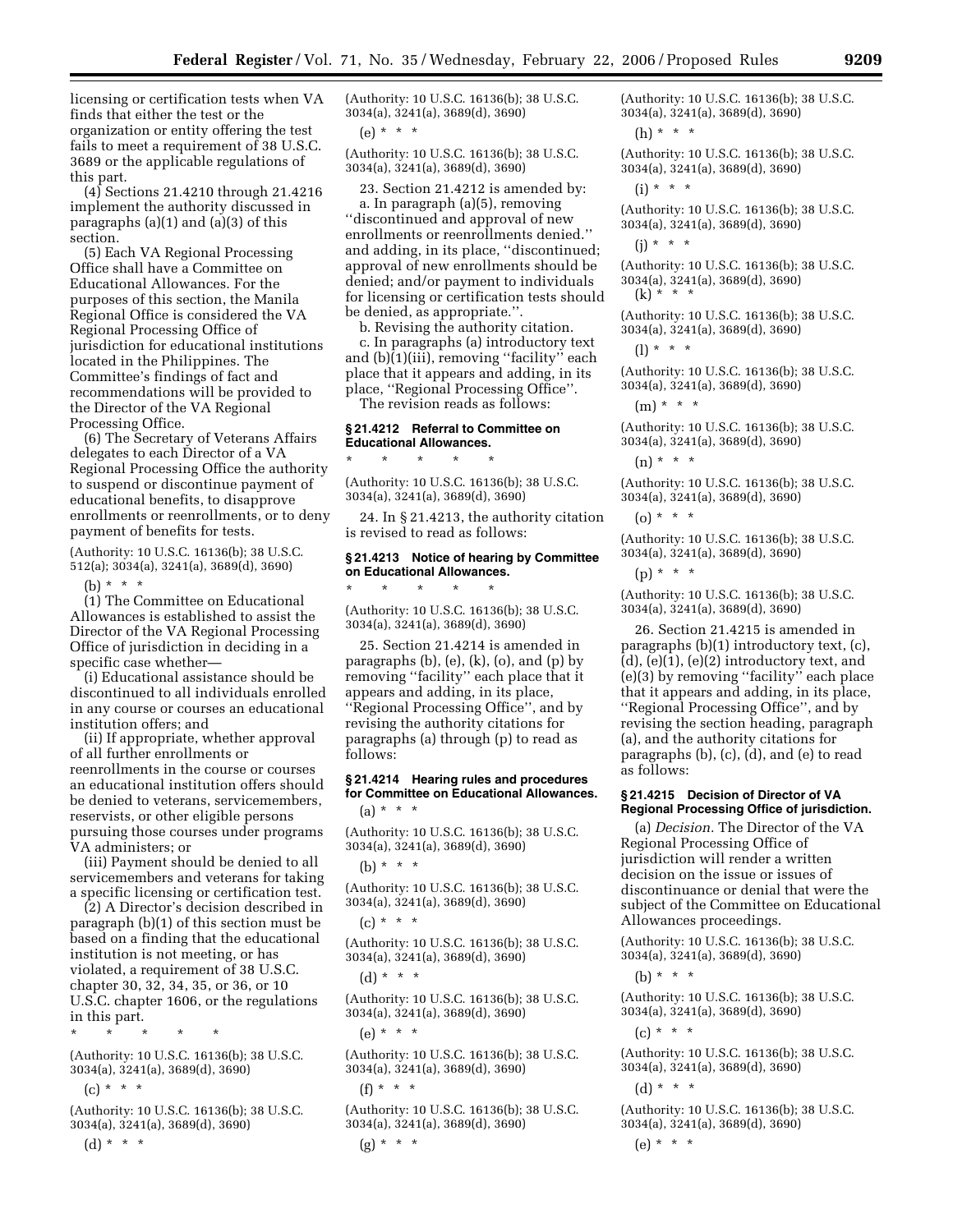licensing or certification tests when VA finds that either the test or the organization or entity offering the test fails to meet a requirement of 38 U.S.C. 3689 or the applicable regulations of this part.

(4) Sections 21.4210 through 21.4216 implement the authority discussed in paragraphs (a)(1) and (a)(3) of this section.

(5) Each VA Regional Processing Office shall have a Committee on Educational Allowances. For the purposes of this section, the Manila Regional Office is considered the VA Regional Processing Office of jurisdiction for educational institutions located in the Philippines. The Committee's findings of fact and recommendations will be provided to the Director of the VA Regional Processing Office.

(6) The Secretary of Veterans Affairs delegates to each Director of a VA Regional Processing Office the authority to suspend or discontinue payment of educational benefits, to disapprove enrollments or reenrollments, or to deny payment of benefits for tests.

(Authority: 10 U.S.C. 16136(b); 38 U.S.C. 512(a); 3034(a), 3241(a), 3689(d), 3690)

(b) * * *

(1) The Committee on Educational Allowances is established to assist the Director of the VA Regional Processing Office of jurisdiction in deciding in a specific case whether—

(i) Educational assistance should be discontinued to all individuals enrolled in any course or courses an educational institution offers; and

(ii) If appropriate, whether approval of all further enrollments or reenrollments in the course or courses an educational institution offers should be denied to veterans, servicemembers, reservists, or other eligible persons pursuing those courses under programs VA administers; or

(iii) Payment should be denied to all servicemembers and veterans for taking a specific licensing or certification test.

(2) A Director's decision described in paragraph (b)(1) of this section must be based on a finding that the educational institution is not meeting, or has violated, a requirement of 38 U.S.C. chapter 30, 32, 34, 35, or 36, or 10 U.S.C. chapter 1606, or the regulations in this part.

\* \* \* \* \*

(Authority: 10 U.S.C. 16136(b); 38 U.S.C. 3034(a), 3241(a), 3689(d), 3690)

(c) * * *

(Authority: 10 U.S.C. 16136(b); 38 U.S.C. 3034(a), 3241(a), 3689(d), 3690)

(d) * * *

(Authority: 10 U.S.C. 16136(b); 38 U.S.C. 3034(a), 3241(a), 3689(d), 3690)

(e) * * *

(Authority: 10 U.S.C. 16136(b); 38 U.S.C. 3034(a), 3241(a), 3689(d), 3690)

23. Section 21.4212 is amended by:

a. In paragraph (a)(5), removing "discontinued and approval of new enrollments or reenrollments denied." and adding, in its place, "discontinued; approval of new enrollments should be denied; and/or payment to individuals for licensing or certification tests should be denied, as appropriate.".

b. Revising the authority citation.

c. In paragraphs (a) introductory text and (b)(1)(iii), removing "facility" each place that it appears and adding, in its place, "Regional Processing Office".

The revision reads as follows:

### § 21.4212 Referral to Committee on Educational Allowances.

\* \* \* \* \*

(Authority: 10 U.S.C. 16136(b); 38 U.S.C. 3034(a), 3241(a), 3689(d), 3690)

24. In § 21.4213, the authority citation is revised to read as follows:

### § 21.4213 Notice of hearing by Committee on Educational Allowances.

\* \* \* \* \*

(Authority: 10 U.S.C. 16136(b); 38 U.S.C. 3034(a), 3241(a), 3689(d), 3690)

25. Section 21.4214 is amended in paragraphs (b), (e), (k), (o), and (p) by removing "facility" each place that it appears and adding, in its place, "Regional Processing Office", and by revising the authority citations for paragraphs (a) through (p) to read as follows:

### § 21.4214 Hearing rules and procedures for Committee on Educational Allowances.

(a) * * *

(Authority: 10 U.S.C. 16136(b); 38 U.S.C. 3034(a), 3241(a), 3689(d), 3690)

(b) * * *

(Authority: 10 U.S.C. 16136(b); 38 U.S.C. 3034(a), 3241(a), 3689(d), 3690)

(c) * * *

(Authority: 10 U.S.C. 16136(b); 38 U.S.C. 3034(a), 3241(a), 3689(d), 3690)

(d) * * *

(Authority: 10 U.S.C. 16136(b); 38 U.S.C. 3034(a), 3241(a), 3689(d), 3690)

(e) * * *

(Authority: 10 U.S.C. 16136(b); 38 U.S.C. 3034(a), 3241(a), 3689(d), 3690)

(f) * * *

(Authority: 10 U.S.C. 16136(b); 38 U.S.C. 3034(a), 3241(a), 3689(d), 3690)

(g) * * *

(Authority: 10 U.S.C. 16136(b); 38 U.S.C. 3034(a), 3241(a), 3689(d), 3690)

(h) * * *

(Authority: 10 U.S.C. 16136(b); 38 U.S.C. 3034(a), 3241(a), 3689(d), 3690)

(i) * * *

(Authority: 10 U.S.C. 16136(b); 38 U.S.C. 3034(a), 3241(a), 3689(d), 3690)

(j) * * *

(Authority: 10 U.S.C. 16136(b); 38 U.S.C. 3034(a), 3241(a), 3689(d), 3690)

(k) * * *

(Authority: 10 U.S.C. 16136(b); 38 U.S.C. 3034(a), 3241(a), 3689(d), 3690)

(l) * * *

(Authority: 10 U.S.C. 16136(b); 38 U.S.C. 3034(a), 3241(a), 3689(d), 3690)

(m) * * *

(Authority: 10 U.S.C. 16136(b); 38 U.S.C. 3034(a), 3241(a), 3689(d), 3690)

(n) * * *

(Authority: 10 U.S.C. 16136(b); 38 U.S.C. 3034(a), 3241(a), 3689(d), 3690)

(o) * * *

(Authority: 10 U.S.C. 16136(b); 38 U.S.C. 3034(a), 3241(a), 3689(d), 3690)

(p) * * *

(Authority: 10 U.S.C. 16136(b); 38 U.S.C. 3034(a), 3241(a), 3689(d), 3690)

26. Section 21.4215 is amended in paragraphs (b)(1) introductory text, (c), (d), (e)(1), (e)(2) introductory text, and (e)(3) by removing "facility" each place that it appears and adding, in its place, "Regional Processing Office", and by revising the section heading, paragraph (a), and the authority citations for paragraphs (b), (c), (d), and (e) to read as follows:

### § 21.4215 Decision of Director of VA Regional Processing Office of jurisdiction.

(a) *Decision.* The Director of the VA Regional Processing Office of jurisdiction will render a written decision on the issue or issues of discontinuance or denial that were the subject of the Committee on Educational Allowances proceedings.

(Authority: 10 U.S.C. 16136(b); 38 U.S.C. 3034(a), 3241(a), 3689(d), 3690)

(b) * * *

(Authority: 10 U.S.C. 16136(b); 38 U.S.C. 3034(a), 3241(a), 3689(d), 3690)

(c) * * *

(Authority: 10 U.S.C. 16136(b); 38 U.S.C. 3034(a), 3241(a), 3689(d), 3690)

(d) * * *

(Authority: 10 U.S.C. 16136(b); 38 U.S.C. 3034(a), 3241(a), 3689(d), 3690)

(e) * * *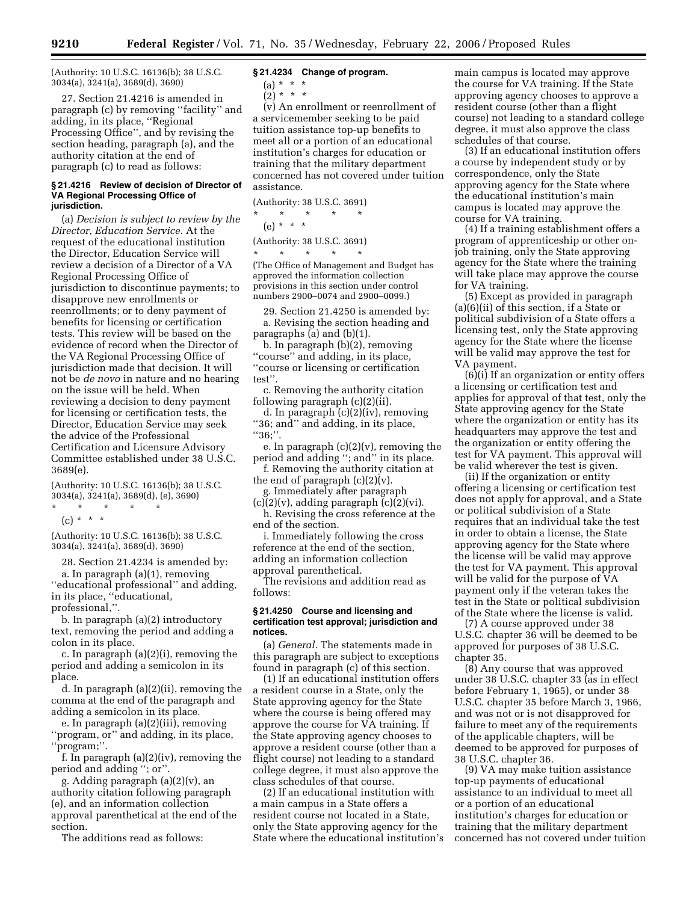(Authority: 10 U.S.C. 16136(b); 38 U.S.C. 3034(a), 3241(a), 3689(d), 3690)

27. Section 21.4216 is amended in paragraph (c) by removing ''facility'' and adding, in its place, ''Regional Processing Office'', and by revising the section heading, paragraph (a), and the authority citation at the end of paragraph (c) to read as follows:

### § 21.4216 Review of decision of Director of VA Regional Processing Office of jurisdiction.

(a) *Decision is subject to review by the Director, Education Service.* At the request of the educational institution the Director, Education Service will review a decision of a Director of a VA Regional Processing Office of jurisdiction to discontinue payments; to disapprove new enrollments or reenrollments; or to deny payment of benefits for licensing or certification tests. This review will be based on the evidence of record when the Director of the VA Regional Processing Office of jurisdiction made that decision. It will not be *de novo* in nature and no hearing on the issue will be held. When reviewing a decision to deny payment for licensing or certification tests, the Director, Education Service may seek the advice of the Professional Certification and Licensure Advisory Committee established under 38 U.S.C. 3689(e).

(Authority: 10 U.S.C. 16136(b); 38 U.S.C. 3034(a), 3241(a), 3689(d), (e), 3690)

\* \* \* \* \*

(c) \* \* \*

(Authority: 10 U.S.C. 16136(b); 38 U.S.C. 3034(a), 3241(a), 3689(d), 3690)

28. Section 21.4234 is amended by:

a. In paragraph (a)(1), removing ''educational professional'' and adding, in its place, ''educational, professional,''.

b. In paragraph (a)(2) introductory text, removing the period and adding a colon in its place.

c. In paragraph (a)(2)(i), removing the period and adding a semicolon in its place.

d. In paragraph (a)(2)(ii), removing the comma at the end of the paragraph and adding a semicolon in its place.

e. In paragraph (a)(2)(iii), removing ''program, or'' and adding, in its place, ''program;''.

f. In paragraph (a)(2)(iv), removing the period and adding ''; or''.

g. Adding paragraph (a)(2)(v), an authority citation following paragraph (e), and an information collection approval parenthetical at the end of the section.

The additions read as follows:

### § 21.4234 Change of program.

(a) \* \* \*

(2) \* \* \*

(v) An enrollment or reenrollment of a servicemember seeking to be paid tuition assistance top-up benefits to meet all or a portion of an educational institution's charges for education or training that the military department concerned has not covered under tuition assistance.

(Authority: 38 U.S.C. 3691)

\* \* \* \* \*

(e) \* \* \*

(Authority: 38 U.S.C. 3691)

\* \* \* \* \*

(The Office of Management and Budget has approved the information collection provisions in this section under control numbers 2900–0074 and 2900–0099.)

29. Section 21.4250 is amended by:

a. Revising the section heading and paragraphs (a) and (b)(1).

b. In paragraph (b)(2), removing ''course'' and adding, in its place, ''course or licensing or certification test''.

c. Removing the authority citation following paragraph (c)(2)(ii).

d. In paragraph (c)(2)(iv), removing ''36; and'' and adding, in its place, ''36;''.

e. In paragraph (c)(2)(v), removing the period and adding ''; and'' in its place.

f. Removing the authority citation at the end of paragraph (c)(2)(v).

g. Immediately after paragraph (c)(2)(v), adding paragraph (c)(2)(vi).

h. Revising the cross reference at the end of the section.

i. Immediately following the cross reference at the end of the section, adding an information collection approval parenthetical.

The revisions and addition read as follows:

### § 21.4250 Course and licensing and certification test approval; jurisdiction and notices.

(a) *General.* The statements made in this paragraph are subject to exceptions found in paragraph (c) of this section.

(1) If an educational institution offers a resident course in a State, only the State approving agency for the State where the course is being offered may approve the course for VA training. If the State approving agency chooses to approve a resident course (other than a flight course) not leading to a standard college degree, it must also approve the class schedules of that course.

(2) If an educational institution with a main campus in a State offers a resident course not located in a State, only the State approving agency for the State where the educational institution's main campus is located may approve the course for VA training. If the State approving agency chooses to approve a resident course (other than a flight course) not leading to a standard college degree, it must also approve the class schedules of that course.

(3) If an educational institution offers a course by independent study or by correspondence, only the State approving agency for the State where the educational institution's main campus is located may approve the course for VA training.

(4) If a training establishment offers a program of apprenticeship or other on-job training, only the State approving agency for the State where the training will take place may approve the course for VA training.

(5) Except as provided in paragraph (a)(6)(ii) of this section, if a State or political subdivision of a State offers a licensing test, only the State approving agency for the State where the license will be valid may approve the test for VA payment.

(6)(i) If an organization or entity offers a licensing or certification test and applies for approval of that test, only the State approving agency for the State where the organization or entity has its headquarters may approve the test and the organization or entity offering the test for VA payment. This approval will be valid wherever the test is given.

(ii) If the organization or entity offering a licensing or certification test does not apply for approval, and a State or political subdivision of a State requires that an individual take the test in order to obtain a license, the State approving agency for the State where the license will be valid may approve the test for VA payment. This approval will be valid for the purpose of VA payment only if the veteran takes the test in the State or political subdivision of the State where the license is valid.

(7) A course approved under 38 U.S.C. chapter 36 will be deemed to be approved for purposes of 38 U.S.C. chapter 35.

(8) Any course that was approved under 38 U.S.C. chapter 33 (as in effect before February 1, 1965), or under 38 U.S.C. chapter 35 before March 3, 1966, and was not or is not disapproved for failure to meet any of the requirements of the applicable chapters, will be deemed to be approved for purposes of 38 U.S.C. chapter 36.

(9) VA may make tuition assistance top-up payments of educational assistance to an individual to meet all or a portion of an educational institution's charges for education or training that the military department concerned has not covered under tuition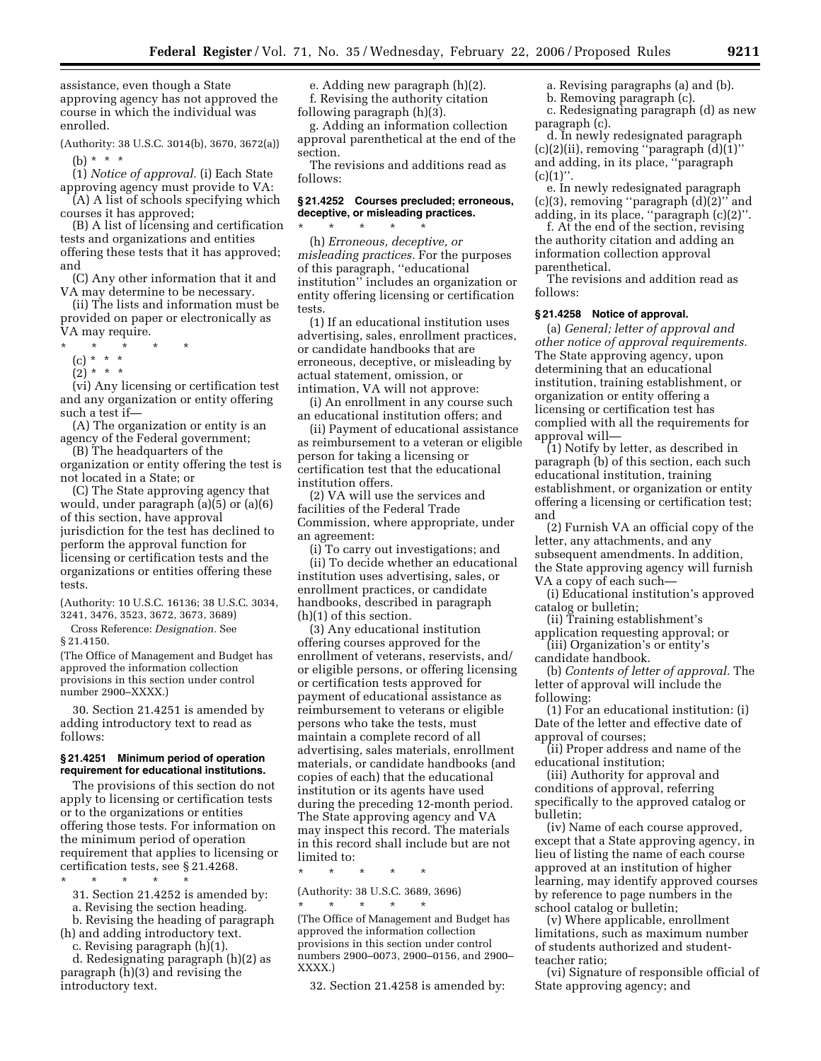assistance, even though a State approving agency has not approved the course in which the individual was enrolled.

(Authority: 38 U.S.C. 3014(b), 3670, 3672(a))

(b) * * *

(1) *Notice of approval.* (i) Each State approving agency must provide to VA:

(A) A list of schools specifying which courses it has approved;

(B) A list of licensing and certification tests and organizations and entities offering these tests that it has approved; and

(C) Any other information that it and VA may determine to be necessary.

(ii) The lists and information must be provided on paper or electronically as VA may require.

\* \* \* \* \*

(c) * * *

(2) * * *

(vi) Any licensing or certification test and any organization or entity offering such a test if—

(A) The organization or entity is an agency of the Federal government;

(B) The headquarters of the organization or entity offering the test is not located in a State; or

(C) The State approving agency that would, under paragraph (a)(5) or (a)(6) of this section, have approval jurisdiction for the test has declined to perform the approval function for licensing or certification tests and the organizations or entities offering these tests.

(Authority: 10 U.S.C. 16136; 38 U.S.C. 3034, 3241, 3476, 3523, 3672, 3673, 3689)

Cross Reference: *Designation.* See § 21.4150.

(The Office of Management and Budget has approved the information collection provisions in this section under control number 2900–XXXX.)

30. Section 21.4251 is amended by adding introductory text to read as follows:

**§ 21.4251 Minimum period of operation requirement for educational institutions.**

The provisions of this section do not apply to licensing or certification tests or to the organizations or entities offering those tests. For information on the minimum period of operation requirement that applies to licensing or certification tests, see § 21.4268.

\* \* \* \* \*

31. Section 21.4252 is amended by:

a. Revising the section heading.

b. Revising the heading of paragraph (h) and adding introductory text.

c. Revising paragraph (h)(1).

d. Redesignating paragraph (h)(2) as paragraph (h)(3) and revising the introductory text.

e. Adding new paragraph (h)(2).

f. Revising the authority citation following paragraph (h)(3).

g. Adding an information collection approval parenthetical at the end of the section.

The revisions and additions read as follows:

**§ 21.4252 Courses precluded; erroneous, deceptive, or misleading practices.**

\* \* \* \* \*

(h) *Erroneous, deceptive, or misleading practices.* For the purposes of this paragraph, ''educational institution'' includes an organization or entity offering licensing or certification tests.

(1) If an educational institution uses advertising, sales, enrollment practices, or candidate handbooks that are erroneous, deceptive, or misleading by actual statement, omission, or intimation, VA will not approve:

(i) An enrollment in any course such an educational institution offers; and

(ii) Payment of educational assistance as reimbursement to a veteran or eligible person for taking a licensing or certification test that the educational institution offers.

(2) VA will use the services and facilities of the Federal Trade Commission, where appropriate, under an agreement:

(i) To carry out investigations; and

(ii) To decide whether an educational institution uses advertising, sales, or enrollment practices, or candidate handbooks, described in paragraph (h)(1) of this section.

(3) Any educational institution offering courses approved for the enrollment of veterans, reservists, and/or eligible persons, or offering licensing or certification tests approved for payment of educational assistance as reimbursement to veterans or eligible persons who take the tests, must maintain a complete record of all advertising, sales materials, enrollment materials, or candidate handbooks (and copies of each) that the educational institution or its agents have used during the preceding 12-month period. The State approving agency and VA may inspect this record. The materials in this record shall include but are not limited to:

\* \* \* \* \*

(Authority: 38 U.S.C. 3689, 3696)

\* \* \* \* \*

(The Office of Management and Budget has approved the information collection provisions in this section under control numbers 2900–0073, 2900–0156, and 2900–XXXX.)

32. Section 21.4258 is amended by:

a. Revising paragraphs (a) and (b).

b. Removing paragraph (c).

c. Redesignating paragraph (d) as new paragraph (c).

d. In newly redesignated paragraph (c)(2)(ii), removing ''paragraph (d)(1)'' and adding, in its place, ''paragraph (c)(1)''.

e. In newly redesignated paragraph (c)(3), removing ''paragraph (d)(2)'' and adding, in its place, ''paragraph (c)(2)''.

f. At the end of the section, revising the authority citation and adding an information collection approval parenthetical.

The revisions and addition read as follows:

**§ 21.4258 Notice of approval.**

(a) *General; letter of approval and other notice of approval requirements.* The State approving agency, upon determining that an educational institution, training establishment, or organization or entity offering a licensing or certification test has complied with all the requirements for approval will—

(1) Notify by letter, as described in paragraph (b) of this section, each such educational institution, training establishment, or organization or entity offering a licensing or certification test; and

(2) Furnish VA an official copy of the letter, any attachments, and any subsequent amendments. In addition, the State approving agency will furnish VA a copy of each such—

(i) Educational institution's approved catalog or bulletin;

(ii) Training establishment's application requesting approval; or

(iii) Organization's or entity's candidate handbook.

(b) *Contents of letter of approval.* The letter of approval will include the following:

(1) For an educational institution: (i) Date of the letter and effective date of approval of courses;

(ii) Proper address and name of the educational institution;

(iii) Authority for approval and conditions of approval, referring specifically to the approved catalog or bulletin;

(iv) Name of each course approved, except that a State approving agency, in lieu of listing the name of each course approved at an institution of higher learning, may identify approved courses by reference to page numbers in the school catalog or bulletin;

(v) Where applicable, enrollment limitations, such as maximum number of students authorized and student-teacher ratio;

(vi) Signature of responsible official of State approving agency; and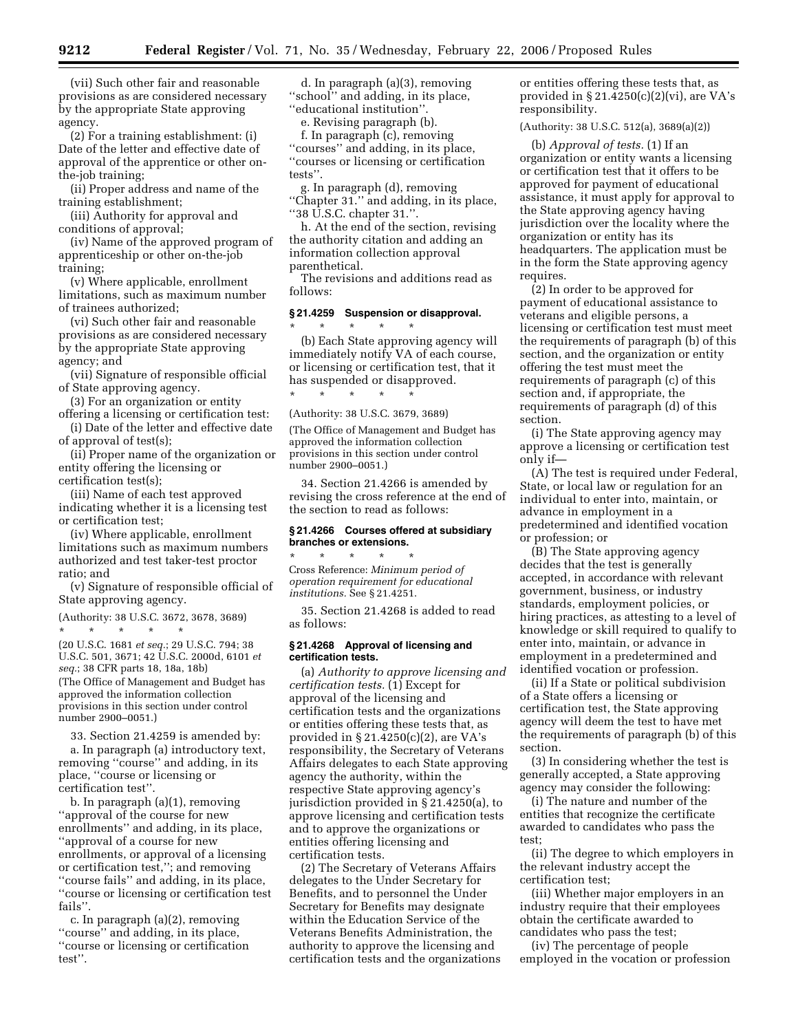(vii) Such other fair and reasonable provisions as are considered necessary by the appropriate State approving agency.

(2) For a training establishment: (i) Date of the letter and effective date of approval of the apprentice or other on-the-job training;

(ii) Proper address and name of the training establishment;

(iii) Authority for approval and conditions of approval;

(iv) Name of the approved program of apprenticeship or other on-the-job training;

(v) Where applicable, enrollment limitations, such as maximum number of trainees authorized;

(vi) Such other fair and reasonable provisions as are considered necessary by the appropriate State approving agency; and

(vii) Signature of responsible official of State approving agency.

(3) For an organization or entity offering a licensing or certification test:

(i) Date of the letter and effective date of approval of test(s);

(ii) Proper name of the organization or entity offering the licensing or certification test(s);

(iii) Name of each test approved indicating whether it is a licensing test or certification test;

(iv) Where applicable, enrollment limitations such as maximum numbers authorized and test taker-test proctor ratio; and

(v) Signature of responsible official of State approving agency.

(Authority: 38 U.S.C. 3672, 3678, 3689)

\* \* \* \* \*

(20 U.S.C. 1681 *et seq.*; 29 U.S.C. 794; 38 U.S.C. 501, 3671; 42 U.S.C. 2000d, 6101 *et seq.*; 38 CFR parts 18, 18a, 18b)

(The Office of Management and Budget has approved the information collection provisions in this section under control number 2900–0051.)

33. Section 21.4259 is amended by:

a. In paragraph (a) introductory text, removing "course" and adding, in its place, "course or licensing or certification test".

b. In paragraph (a)(1), removing "approval of the course for new enrollments" and adding, in its place, "approval of a course for new enrollments, or approval of a licensing or certification test,"; and removing "course fails" and adding, in its place, "course or licensing or certification test fails".

c. In paragraph (a)(2), removing "course" and adding, in its place, "course or licensing or certification test".

d. In paragraph (a)(3), removing "school" and adding, in its place, "educational institution".

e. Revising paragraph (b).

f. In paragraph (c), removing "courses" and adding, in its place, "courses or licensing or certification tests".

g. In paragraph (d), removing "Chapter 31." and adding, in its place, "38 U.S.C. chapter 31.".

h. At the end of the section, revising the authority citation and adding an information collection approval parenthetical.

The revisions and additions read as follows:

### § 21.4259 Suspension or disapproval.

\* \* \* \* \*

(b) Each State approving agency will immediately notify VA of each course, or licensing or certification test, that it has suspended or disapproved.

\* \* \* \* \*

(Authority: 38 U.S.C. 3679, 3689)

(The Office of Management and Budget has approved the information collection provisions in this section under control number 2900–0051.)

34. Section 21.4266 is amended by revising the cross reference at the end of the section to read as follows:

### § 21.4266 Courses offered at subsidiary branches or extensions.

\* \* \* \* \*

Cross Reference: *Minimum period of operation requirement for educational institutions.* See § 21.4251.

35. Section 21.4268 is added to read as follows:

### § 21.4268 Approval of licensing and certification tests.

(a) *Authority to approve licensing and certification tests.* (1) Except for approval of the licensing and certification tests and the organizations or entities offering these tests that, as provided in § 21.4250(c)(2), are VA's responsibility, the Secretary of Veterans Affairs delegates to each State approving agency the authority, within the respective State approving agency's jurisdiction provided in § 21.4250(a), to approve licensing and certification tests and to approve the organizations or entities offering licensing and certification tests.

(2) The Secretary of Veterans Affairs delegates to the Under Secretary for Benefits, and to personnel the Under Secretary for Benefits may designate within the Education Service of the Veterans Benefits Administration, the authority to approve the licensing and certification tests and the organizations or entities offering these tests that, as provided in § 21.4250(c)(2)(vi), are VA's responsibility.

(Authority: 38 U.S.C. 512(a), 3689(a)(2))

(b) *Approval of tests.* (1) If an organization or entity wants a licensing or certification test that it offers to be approved for payment of educational assistance, it must apply for approval to the State approving agency having jurisdiction over the locality where the organization or entity has its headquarters. The application must be in the form the State approving agency requires.

(2) In order to be approved for payment of educational assistance to veterans and eligible persons, a licensing or certification test must meet the requirements of paragraph (b) of this section, and the organization or entity offering the test must meet the requirements of paragraph (c) of this section and, if appropriate, the requirements of paragraph (d) of this section.

(i) The State approving agency may approve a licensing or certification test only if—

(A) The test is required under Federal, State, or local law or regulation for an individual to enter into, maintain, or advance in employment in a predetermined and identified vocation or profession; or

(B) The State approving agency decides that the test is generally accepted, in accordance with relevant government, business, or industry standards, employment policies, or hiring practices, as attesting to a level of knowledge or skill required to qualify to enter into, maintain, or advance in employment in a predetermined and identified vocation or profession.

(ii) If a State or political subdivision of a State offers a licensing or certification test, the State approving agency will deem the test to have met the requirements of paragraph (b) of this section.

(3) In considering whether the test is generally accepted, a State approving agency may consider the following:

(i) The nature and number of the entities that recognize the certificate awarded to candidates who pass the test;

(ii) The degree to which employers in the relevant industry accept the certification test;

(iii) Whether major employers in an industry require that their employees obtain the certificate awarded to candidates who pass the test;

(iv) The percentage of people employed in the vocation or profession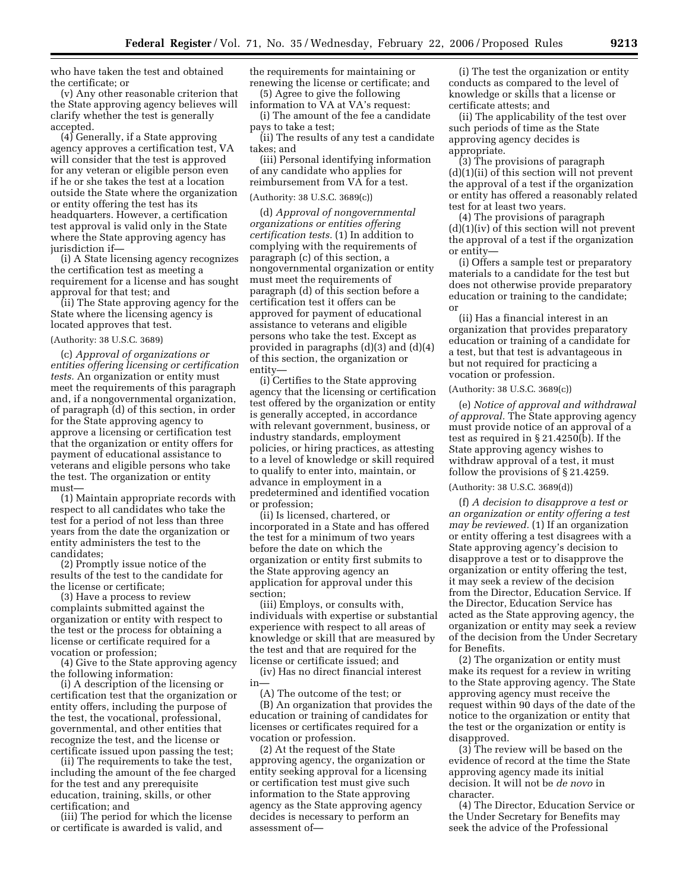who have taken the test and obtained the certificate; or

(v) Any other reasonable criterion that the State approving agency believes will clarify whether the test is generally accepted.

(4) Generally, if a State approving agency approves a certification test, VA will consider that the test is approved for any veteran or eligible person even if he or she takes the test at a location outside the State where the organization or entity offering the test has its headquarters. However, a certification test approval is valid only in the State where the State approving agency has jurisdiction if—

(i) A State licensing agency recognizes the certification test as meeting a requirement for a license and has sought approval for that test; and

(ii) The State approving agency for the State where the licensing agency is located approves that test.

(Authority: 38 U.S.C. 3689)

(c) *Approval of organizations or entities offering licensing or certification tests.* An organization or entity must meet the requirements of this paragraph and, if a nongovernmental organization, of paragraph (d) of this section, in order for the State approving agency to approve a licensing or certification test that the organization or entity offers for payment of educational assistance to veterans and eligible persons who take the test. The organization or entity must—

(1) Maintain appropriate records with respect to all candidates who take the test for a period of not less than three years from the date the organization or entity administers the test to the candidates;

(2) Promptly issue notice of the results of the test to the candidate for the license or certificate;

(3) Have a process to review complaints submitted against the organization or entity with respect to the test or the process for obtaining a license or certificate required for a vocation or profession;

(4) Give to the State approving agency the following information:

(i) A description of the licensing or certification test that the organization or entity offers, including the purpose of the test, the vocational, professional, governmental, and other entities that recognize the test, and the license or certificate issued upon passing the test;

(ii) The requirements to take the test, including the amount of the fee charged for the test and any prerequisite education, training, skills, or other certification; and

(iii) The period for which the license or certificate is awarded is valid, and the requirements for maintaining or renewing the license or certificate; and

(5) Agree to give the following information to VA at VA's request:

(i) The amount of the fee a candidate pays to take a test;

(ii) The results of any test a candidate takes; and

(iii) Personal identifying information of any candidate who applies for reimbursement from VA for a test.

(Authority: 38 U.S.C. 3689(c))

(d) *Approval of nongovernmental organizations or entities offering certification tests.* (1) In addition to complying with the requirements of paragraph (c) of this section, a nongovernmental organization or entity must meet the requirements of paragraph (d) of this section before a certification test it offers can be approved for payment of educational assistance to veterans and eligible persons who take the test. Except as provided in paragraphs (d)(3) and (d)(4) of this section, the organization or entity—

(i) Certifies to the State approving agency that the licensing or certification test offered by the organization or entity is generally accepted, in accordance with relevant government, business, or industry standards, employment policies, or hiring practices, as attesting to a level of knowledge or skill required to qualify to enter into, maintain, or advance in employment in a predetermined and identified vocation or profession;

(ii) Is licensed, chartered, or incorporated in a State and has offered the test for a minimum of two years before the date on which the organization or entity first submits to the State approving agency an application for approval under this section;

(iii) Employs, or consults with, individuals with expertise or substantial experience with respect to all areas of knowledge or skill that are measured by the test and that are required for the license or certificate issued; and

(iv) Has no direct financial interest in—

(A) The outcome of the test; or

(B) An organization that provides the education or training of candidates for licenses or certificates required for a vocation or profession.

(2) At the request of the State approving agency, the organization or entity seeking approval for a licensing or certification test must give such information to the State approving agency as the State approving agency decides is necessary to perform an assessment of—

(i) The test the organization or entity conducts as compared to the level of knowledge or skills that a license or certificate attests; and

(ii) The applicability of the test over such periods of time as the State approving agency decides is appropriate.

(3) The provisions of paragraph (d)(1)(ii) of this section will not prevent the approval of a test if the organization or entity has offered a reasonably related test for at least two years.

(4) The provisions of paragraph (d)(1)(iv) of this section will not prevent the approval of a test if the organization or entity—

(i) Offers a sample test or preparatory materials to a candidate for the test but does not otherwise provide preparatory education or training to the candidate; or

(ii) Has a financial interest in an organization that provides preparatory education or training of a candidate for a test, but that test is advantageous in but not required for practicing a vocation or profession.

(Authority: 38 U.S.C. 3689(c))

(e) *Notice of approval and withdrawal of approval.* The State approving agency must provide notice of an approval of a test as required in § 21.4250(b). If the State approving agency wishes to withdraw approval of a test, it must follow the provisions of § 21.4259.

(Authority: 38 U.S.C. 3689(d))

(f) *A decision to disapprove a test or an organization or entity offering a test may be reviewed.* (1) If an organization or entity offering a test disagrees with a State approving agency's decision to disapprove a test or to disapprove the organization or entity offering the test, it may seek a review of the decision from the Director, Education Service. If the Director, Education Service has acted as the State approving agency, the organization or entity may seek a review of the decision from the Under Secretary for Benefits.

(2) The organization or entity must make its request for a review in writing to the State approving agency. The State approving agency must receive the request within 90 days of the date of the notice to the organization or entity that the test or the organization or entity is disapproved.

(3) The review will be based on the evidence of record at the time the State approving agency made its initial decision. It will not be *de novo* in character.

(4) The Director, Education Service or the Under Secretary for Benefits may seek the advice of the Professional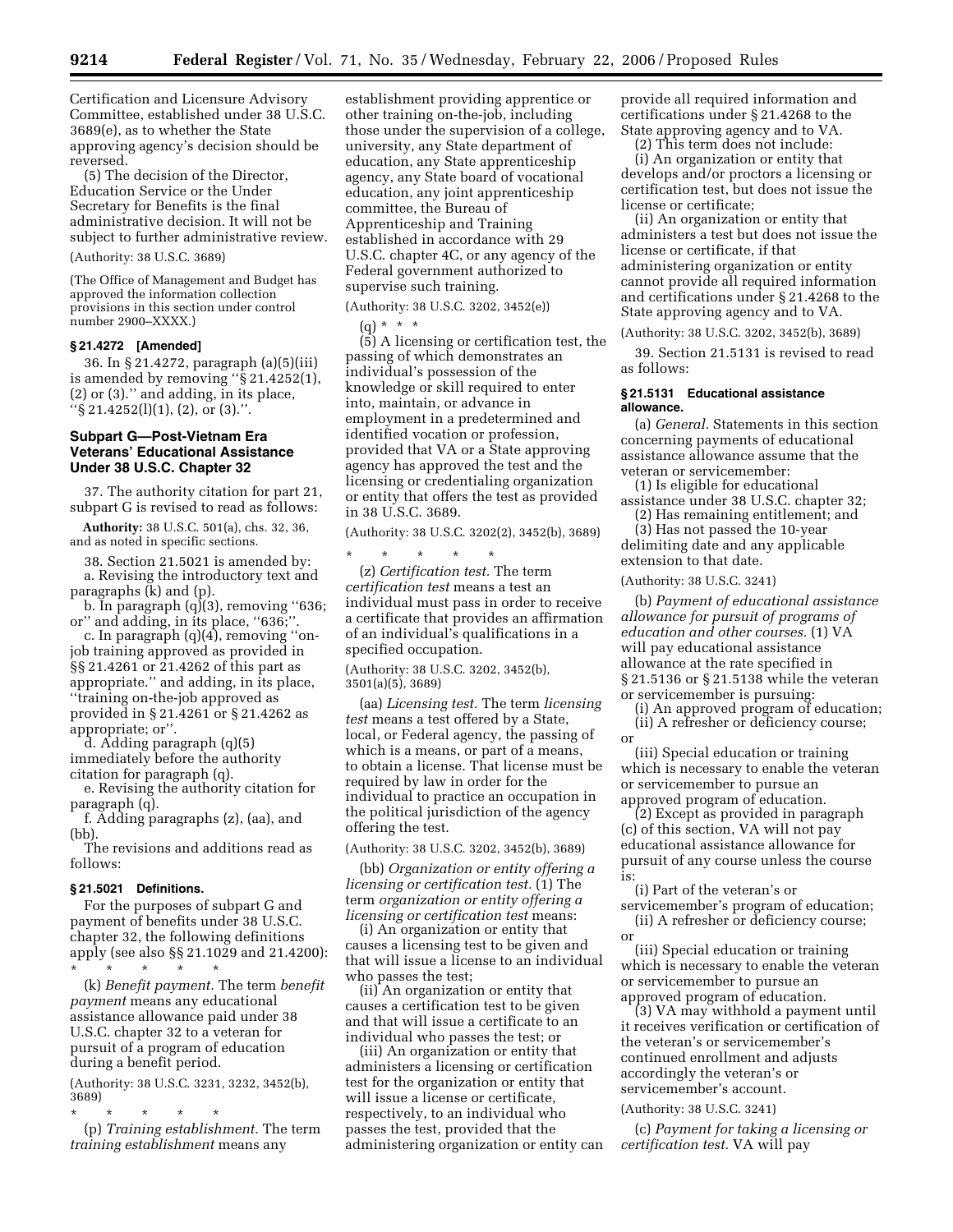Certification and Licensure Advisory Committee, established under 38 U.S.C. 3689(e), as to whether the State approving agency's decision should be reversed.

(5) The decision of the Director, Education Service or the Under Secretary for Benefits is the final administrative decision. It will not be subject to further administrative review.

(Authority: 38 U.S.C. 3689)

(The Office of Management and Budget has approved the information collection provisions in this section under control number 2900–XXXX.)

### § 21.4272 [Amended]

36. In § 21.4272, paragraph (a)(5)(iii) is amended by removing "§ 21.4252(1), (2) or (3)." and adding, in its place, "§ 21.4252(l)(1), (2), or (3).".

## Subpart G—Post-Vietnam Era Veterans' Educational Assistance Under 38 U.S.C. Chapter 32

37. The authority citation for part 21, subpart G is revised to read as follows:

**Authority:** 38 U.S.C. 501(a), chs. 32, 36, and as noted in specific sections.

38. Section 21.5021 is amended by:

a. Revising the introductory text and paragraphs (k) and (p).

b. In paragraph (q)(3), removing "636; or" and adding, in its place, "636;".

c. In paragraph (q)(4), removing "on-job training approved as provided in §§ 21.4261 or 21.4262 of this part as appropriate." and adding, in its place, "training on-the-job approved as provided in § 21.4261 or § 21.4262 as appropriate; or".

d. Adding paragraph (q)(5) immediately before the authority citation for paragraph (q).

e. Revising the authority citation for paragraph (q).

f. Adding paragraphs (z), (aa), and (bb).

The revisions and additions read as follows:

### § 21.5021 Definitions.

For the purposes of subpart G and payment of benefits under 38 U.S.C. chapter 32, the following definitions apply (see also §§ 21.1029 and 21.4200):

\* \* \* \* \*

(k) *Benefit payment.* The term *benefit payment* means any educational assistance allowance paid under 38 U.S.C. chapter 32 to a veteran for pursuit of a program of education during a benefit period.

(Authority: 38 U.S.C. 3231, 3232, 3452(b), 3689)

\* \* \* \* \*

(p) *Training establishment.* The term *training establishment* means any establishment providing apprentice or other training on-the-job, including those under the supervision of a college, university, any State department of education, any State apprenticeship agency, any State board of vocational education, any joint apprenticeship committee, the Bureau of Apprenticeship and Training established in accordance with 29 U.S.C. chapter 4C, or any agency of the Federal government authorized to supervise such training.

(Authority: 38 U.S.C. 3202, 3452(e))

(q) \* \* \*

(5) A licensing or certification test, the passing of which demonstrates an individual's possession of the knowledge or skill required to enter into, maintain, or advance in employment in a predetermined and identified vocation or profession, provided that VA or a State approving agency has approved the test and the licensing or credentialing organization or entity that offers the test as provided in 38 U.S.C. 3689.

(Authority: 38 U.S.C. 3202(2), 3452(b), 3689)

\* \* \* \* \*

(z) *Certification test.* The term *certification test* means a test an individual must pass in order to receive a certificate that provides an affirmation of an individual's qualifications in a specified occupation.

(Authority: 38 U.S.C. 3202, 3452(b), 3501(a)(5), 3689)

(aa) *Licensing test.* The term *licensing test* means a test offered by a State, local, or Federal agency, the passing of which is a means, or part of a means, to obtain a license. That license must be required by law in order for the individual to practice an occupation in the political jurisdiction of the agency offering the test.

(Authority: 38 U.S.C. 3202, 3452(b), 3689)

(bb) *Organization or entity offering a licensing or certification test.* (1) The term *organization or entity offering a licensing or certification test* means:

(i) An organization or entity that causes a licensing test to be given and that will issue a license to an individual who passes the test;

(ii) An organization or entity that causes a certification test to be given and that will issue a certificate to an individual who passes the test; or

(iii) An organization or entity that administers a licensing or certification test for the organization or entity that will issue a license or certificate, respectively, to an individual who passes the test, provided that the administering organization or entity can provide all required information and certifications under § 21.4268 to the State approving agency and to VA.

(2) This term does not include:

(i) An organization or entity that develops and/or proctors a licensing or certification test, but does not issue the license or certificate;

(ii) An organization or entity that administers a test but does not issue the license or certificate, if that administering organization or entity cannot provide all required information and certifications under § 21.4268 to the State approving agency and to VA.

(Authority: 38 U.S.C. 3202, 3452(b), 3689)

39. Section 21.5131 is revised to read as follows:

### § 21.5131 Educational assistance allowance.

(a) *General.* Statements in this section concerning payments of educational assistance allowance assume that the veteran or servicemember:

(1) Is eligible for educational assistance under 38 U.S.C. chapter 32;

(2) Has remaining entitlement; and

(3) Has not passed the 10-year delimiting date and any applicable extension to that date.

(Authority: 38 U.S.C. 3241)

(b) *Payment of educational assistance allowance for pursuit of programs of education and other courses.* (1) VA will pay educational assistance allowance at the rate specified in § 21.5136 or § 21.5138 while the veteran or servicemember is pursuing:

(i) An approved program of education;

(ii) A refresher or deficiency course; or

(iii) Special education or training which is necessary to enable the veteran or servicemember to pursue an approved program of education.

(2) Except as provided in paragraph (c) of this section, VA will not pay educational assistance allowance for pursuit of any course unless the course is:

(i) Part of the veteran's or servicemember's program of education;

(ii) A refresher or deficiency course; or

(iii) Special education or training which is necessary to enable the veteran or servicemember to pursue an approved program of education.

(3) VA may withhold a payment until it receives verification or certification of the veteran's or servicemember's continued enrollment and adjusts accordingly the veteran's or servicemember's account.

(Authority: 38 U.S.C. 3241)

(c) *Payment for taking a licensing or certification test.* VA will pay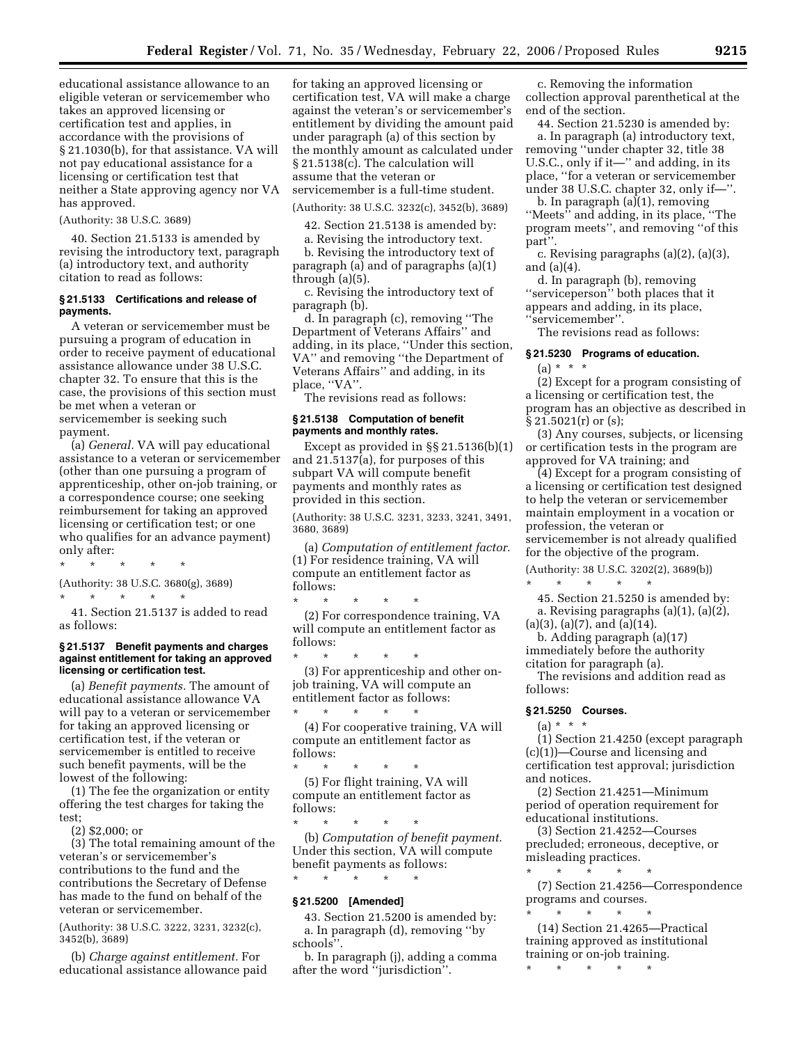educational assistance allowance to an eligible veteran or servicemember who takes an approved licensing or certification test and applies, in accordance with the provisions of § 21.1030(b), for that assistance. VA will not pay educational assistance for a licensing or certification test that neither a State approving agency nor VA has approved.

(Authority: 38 U.S.C. 3689)

40. Section 21.5133 is amended by revising the introductory text, paragraph (a) introductory text, and authority citation to read as follows:

#### § 21.5133 Certifications and release of payments.

A veteran or servicemember must be pursuing a program of education in order to receive payment of educational assistance allowance under 38 U.S.C. chapter 32. To ensure that this is the case, the provisions of this section must be met when a veteran or servicemember is seeking such payment.

(a) *General.* VA will pay educational assistance to a veteran or servicemember (other than one pursuing a program of apprenticeship, other on-job training, or a correspondence course; one seeking reimbursement for taking an approved licensing or certification test; or one who qualifies for an advance payment) only after:

\* \* \* \* \*

(Authority: 38 U.S.C. 3680(g), 3689)

\* \* \* \* \*

41. Section 21.5137 is added to read as follows:

#### § 21.5137 Benefit payments and charges against entitlement for taking an approved licensing or certification test.

(a) *Benefit payments.* The amount of educational assistance allowance VA will pay to a veteran or servicemember for taking an approved licensing or certification test, if the veteran or servicemember is entitled to receive such benefit payments, will be the lowest of the following:

(1) The fee the organization or entity offering the test charges for taking the test;

(2) $2,000; or

(3) The total remaining amount of the veteran's or servicemember's contributions to the fund and the contributions the Secretary of Defense has made to the fund on behalf of the veteran or servicemember.

(Authority: 38 U.S.C. 3222, 3231, 3232(c), 3452(b), 3689)

(b) *Charge against entitlement.* For educational assistance allowance paid for taking an approved licensing or certification test, VA will make a charge against the veteran's or servicemember's entitlement by dividing the amount paid under paragraph (a) of this section by the monthly amount as calculated under § 21.5138(c). The calculation will assume that the veteran or servicemember is a full-time student.

(Authority: 38 U.S.C. 3232(c), 3452(b), 3689)

42. Section 21.5138 is amended by:

a. Revising the introductory text.

b. Revising the introductory text of paragraph (a) and of paragraphs (a)(1) through (a)(5).

c. Revising the introductory text of paragraph (b).

d. In paragraph (c), removing ''The Department of Veterans Affairs'' and adding, in its place, ''Under this section, VA'' and removing ''the Department of Veterans Affairs'' and adding, in its place, ''VA''.

The revisions read as follows:

#### § 21.5138 Computation of benefit payments and monthly rates.

Except as provided in §§ 21.5136(b)(1) and 21.5137(a), for purposes of this subpart VA will compute benefit payments and monthly rates as provided in this section.

(Authority: 38 U.S.C. 3231, 3233, 3241, 3491, 3680, 3689)

(a) *Computation of entitlement factor.* (1) For residence training, VA will compute an entitlement factor as follows:

\* \* \* \* \*

(2) For correspondence training, VA will compute an entitlement factor as follows:

\* \* \* \* \*

(3) For apprenticeship and other on-job training, VA will compute an entitlement factor as follows:

\* \* \* \* \*

(4) For cooperative training, VA will compute an entitlement factor as follows:

\* \* \* \* \*

(5) For flight training, VA will compute an entitlement factor as follows:

\* \* \* \* \*

(b) *Computation of benefit payment.* Under this section, VA will compute benefit payments as follows:

\* \* \* \* \*

#### § 21.5200 [Amended]

43. Section 21.5200 is amended by:

a. In paragraph (d), removing ''by schools''.

b. In paragraph (j), adding a comma after the word ''jurisdiction''.

c. Removing the information collection approval parenthetical at the end of the section.

44. Section 21.5230 is amended by:

a. In paragraph (a) introductory text, removing ''under chapter 32, title 38 U.S.C., only if it—'' and adding, in its place, ''for a veteran or servicemember under 38 U.S.C. chapter 32, only if—''.

b. In paragraph (a)(1), removing ''Meets'' and adding, in its place, ''The program meets'', and removing ''of this part''.

c. Revising paragraphs (a)(2), (a)(3), and (a)(4).

d. In paragraph (b), removing ''serviceperson'' both places that it appears and adding, in its place, ''servicemember''.

The revisions read as follows:

#### § 21.5230 Programs of education.

(a) \* \* \*

(2) Except for a program consisting of a licensing or certification test, the program has an objective as described in § 21.5021(r) or (s);

(3) Any courses, subjects, or licensing or certification tests in the program are approved for VA training; and

(4) Except for a program consisting of a licensing or certification test designed to help the veteran or servicemember maintain employment in a vocation or profession, the veteran or servicemember is not already qualified for the objective of the program.

(Authority: 38 U.S.C. 3202(2), 3689(b))

\* \* \* \* \*

45. Section 21.5250 is amended by:

a. Revising paragraphs (a)(1), (a)(2), (a)(3), (a)(7), and (a)(14).

b. Adding paragraph (a)(17) immediately before the authority citation for paragraph (a).

The revisions and addition read as follows:

#### § 21.5250 Courses.

(a) \* \* \*

(1) Section 21.4250 (except paragraph (c)(1))—Course and licensing and certification test approval; jurisdiction and notices.

(2) Section 21.4251—Minimum period of operation requirement for educational institutions.

(3) Section 21.4252—Courses precluded; erroneous, deceptive, or misleading practices.

\* \* \* \* \*

(7) Section 21.4256—Correspondence programs and courses.

\* \* \* \* \*

(14) Section 21.4265—Practical training approved as institutional training or on-job training.

\* \* \* \* \*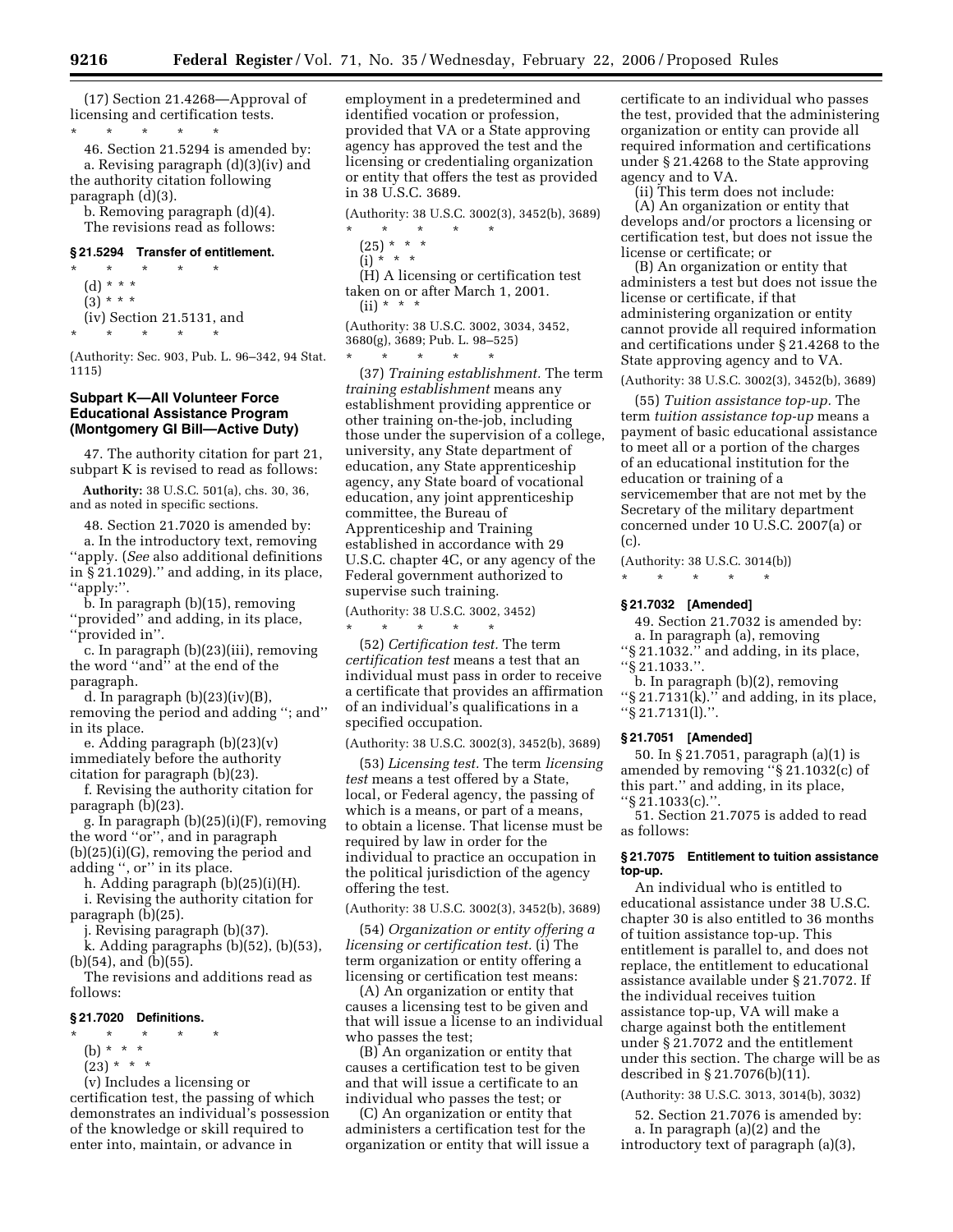(17) Section 21.4268—Approval of licensing and certification tests.

\* \* \* \* \*

46. Section 21.5294 is amended by:

a. Revising paragraph (d)(3)(iv) and the authority citation following paragraph (d)(3).

b. Removing paragraph (d)(4).

The revisions read as follows:

### § 21.5294 Transfer of entitlement.

\* \* \* \* \*

(d) * * *

(3) * * *

(iv) Section 21.5131, and

\* \* \* \* \*

(Authority: Sec. 903, Pub. L. 96–342, 94 Stat. 1115)

## Subpart K—All Volunteer Force Educational Assistance Program (Montgomery GI Bill—Active Duty)

47. The authority citation for part 21, subpart K is revised to read as follows:

**Authority:** 38 U.S.C. 501(a), chs. 30, 36, and as noted in specific sections.

48. Section 21.7020 is amended by:

a. In the introductory text, removing ''apply. (*See* also additional definitions in § 21.1029).'' and adding, in its place, ''apply:''.

b. In paragraph (b)(15), removing ''provided'' and adding, in its place, ''provided in''.

c. In paragraph (b)(23)(iii), removing the word ''and'' at the end of the paragraph.

d. In paragraph (b)(23)(iv)(B), removing the period and adding ''; and'' in its place.

e. Adding paragraph (b)(23)(v) immediately before the authority citation for paragraph (b)(23).

f. Revising the authority citation for paragraph (b)(23).

g. In paragraph (b)(25)(i)(F), removing the word ''or'', and in paragraph (b)(25)(i)(G), removing the period and adding '', or'' in its place.

h. Adding paragraph (b)(25)(i)(H).

i. Revising the authority citation for paragraph (b)(25).

j. Revising paragraph (b)(37).

k. Adding paragraphs (b)(52), (b)(53), (b)(54), and (b)(55).

The revisions and additions read as follows:

### § 21.7020 Definitions.

\* \* \* \* \*

(b) * * *

(23) * * *

(v) Includes a licensing or certification test, the passing of which demonstrates an individual's possession of the knowledge or skill required to enter into, maintain, or advance in employment in a predetermined and identified vocation or profession, provided that VA or a State approving agency has approved the test and the licensing or credentialing organization or entity that offers the test as provided in 38 U.S.C. 3689.

(Authority: 38 U.S.C. 3002(3), 3452(b), 3689)

\* \* \* \* \*

(25) * * *

(i) * * *

(H) A licensing or certification test taken on or after March 1, 2001.

(ii) * * *

(Authority: 38 U.S.C. 3002, 3034, 3452, 3680(g), 3689; Pub. L. 98–525)

\* \* \* \* \*

(37) *Training establishment.* The term *training establishment* means any establishment providing apprentice or other training on-the-job, including those under the supervision of a college, university, any State department of education, any State apprenticeship agency, any State board of vocational education, any joint apprenticeship committee, the Bureau of Apprenticeship and Training established in accordance with 29 U.S.C. chapter 4C, or any agency of the Federal government authorized to supervise such training.

(Authority: 38 U.S.C. 3002, 3452)

\* \* \* \* \*

(52) *Certification test.* The term *certification test* means a test that an individual must pass in order to receive a certificate that provides an affirmation of an individual's qualifications in a specified occupation.

(Authority: 38 U.S.C. 3002(3), 3452(b), 3689)

(53) *Licensing test.* The term *licensing test* means a test offered by a State, local, or Federal agency, the passing of which is a means, or part of a means, to obtain a license. That license must be required by law in order for the individual to practice an occupation in the political jurisdiction of the agency offering the test.

(Authority: 38 U.S.C. 3002(3), 3452(b), 3689)

(54) *Organization or entity offering a licensing or certification test.* (i) The term organization or entity offering a licensing or certification test means:

(A) An organization or entity that causes a licensing test to be given and that will issue a license to an individual who passes the test;

(B) An organization or entity that causes a certification test to be given and that will issue a certificate to an individual who passes the test; or

(C) An organization or entity that administers a certification test for the organization or entity that will issue a certificate to an individual who passes the test, provided that the administering organization or entity can provide all required information and certifications under § 21.4268 to the State approving agency and to VA.

(ii) This term does not include:

(A) An organization or entity that develops and/or proctors a licensing or certification test, but does not issue the license or certificate; or

(B) An organization or entity that administers a test but does not issue the license or certificate, if that administering organization or entity cannot provide all required information and certifications under § 21.4268 to the State approving agency and to VA.

(Authority: 38 U.S.C. 3002(3), 3452(b), 3689)

(55) *Tuition assistance top-up.* The term *tuition assistance top-up* means a payment of basic educational assistance to meet all or a portion of the charges of an educational institution for the education or training of a servicemember that are not met by the Secretary of the military department concerned under 10 U.S.C. 2007(a) or (c).

(Authority: 38 U.S.C. 3014(b))

\* \* \* \* \*

### § 21.7032 [Amended]

49. Section 21.7032 is amended by:

a. In paragraph (a), removing ''§ 21.1032.'' and adding, in its place, ''§ 21.1033.''.

b. In paragraph (b)(2), removing ''§ 21.7131(k).'' and adding, in its place, ''§ 21.7131(l).''.

### § 21.7051 [Amended]

50. In § 21.7051, paragraph (a)(1) is amended by removing ''§ 21.1032(c) of this part.'' and adding, in its place, ''§ 21.1033(c).''.

51. Section 21.7075 is added to read as follows:

### § 21.7075 Entitlement to tuition assistance top-up.

An individual who is entitled to educational assistance under 38 U.S.C. chapter 30 is also entitled to 36 months of tuition assistance top-up. This entitlement is parallel to, and does not replace, the entitlement to educational assistance available under § 21.7072. If the individual receives tuition assistance top-up, VA will make a charge against both the entitlement under § 21.7072 and the entitlement under this section. The charge will be as described in § 21.7076(b)(11).

(Authority: 38 U.S.C. 3013, 3014(b), 3032)

52. Section 21.7076 is amended by:

a. In paragraph (a)(2) and the introductory text of paragraph (a)(3),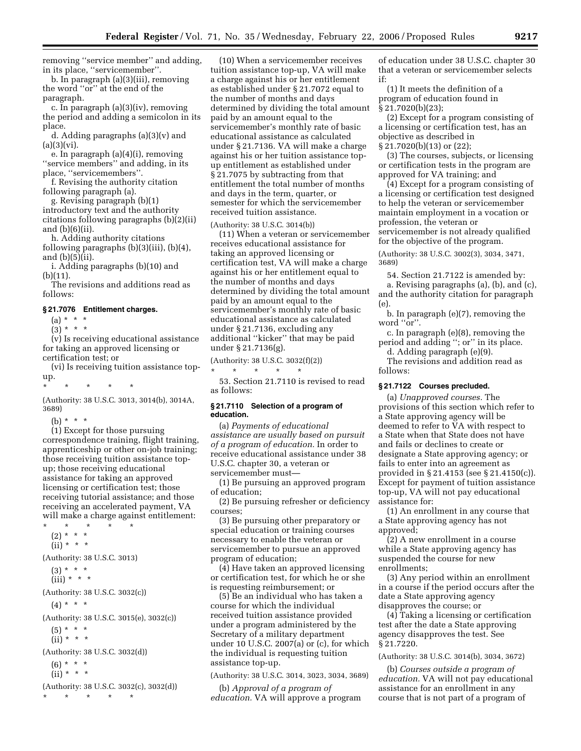removing ''service member'' and adding, in its place, ''servicemember''.

b. In paragraph (a)(3)(iii), removing the word ''or'' at the end of the paragraph.

c. In paragraph (a)(3)(iv), removing the period and adding a semicolon in its place.

d. Adding paragraphs (a)(3)(v) and (a)(3)(vi).

e. In paragraph (a)(4)(i), removing ''service members'' and adding, in its place, ''servicemembers''.

f. Revising the authority citation following paragraph (a).

g. Revising paragraph (b)(1) introductory text and the authority citations following paragraphs (b)(2)(ii) and (b)(6)(ii).

h. Adding authority citations following paragraphs (b)(3)(iii), (b)(4), and (b)(5)(ii).

i. Adding paragraphs (b)(10) and (b)(11).

The revisions and additions read as follows:

### § 21.7076 Entitlement charges.

(a) * * *

(3) * * *

(v) Is receiving educational assistance for taking an approved licensing or certification test; or

(vi) Is receiving tuition assistance top-up.

\* \* \* \* \*

(Authority: 38 U.S.C. 3013, 3014(b), 3014A, 3689)

(b) * * *

(1) Except for those pursuing correspondence training, flight training, apprenticeship or other on-job training; those receiving tuition assistance top-up; those receiving educational assistance for taking an approved licensing or certification test; those receiving tutorial assistance; and those receiving an accelerated payment, VA will make a charge against entitlement:

\* \* \* \* \*

(2) * * *

(ii) * * *

(Authority: 38 U.S.C. 3013)

(3) * * *

(iii) * * *

(Authority: 38 U.S.C. 3032(c))

(4) * * *

(Authority: 38 U.S.C. 3015(e), 3032(c))

(5) * * *

(ii) * * *

(Authority: 38 U.S.C. 3032(d))

(6) * * *

(ii) * * *

(Authority: 38 U.S.C. 3032(c), 3032(d))

\* \* \* \* \*

(10) When a servicemember receives tuition assistance top-up, VA will make a charge against his or her entitlement as established under § 21.7072 equal to the number of months and days determined by dividing the total amount paid by an amount equal to the servicemember's monthly rate of basic educational assistance as calculated under § 21.7136. VA will make a charge against his or her tuition assistance top-up entitlement as established under § 21.7075 by subtracting from that entitlement the total number of months and days in the term, quarter, or semester for which the servicemember received tuition assistance.

(Authority: 38 U.S.C. 3014(b))

(11) When a veteran or servicemember receives educational assistance for taking an approved licensing or certification test, VA will make a charge against his or her entitlement equal to the number of months and days determined by dividing the total amount paid by an amount equal to the servicemember's monthly rate of basic educational assistance as calculated under § 21.7136, excluding any additional ''kicker'' that may be paid under § 21.7136(g).

(Authority: 38 U.S.C. 3032(f)(2))

\* \* \* \* \*

53. Section 21.7110 is revised to read as follows:

### § 21.7110 Selection of a program of education.

(a) *Payments of educational assistance are usually based on pursuit of a program of education.* In order to receive educational assistance under 38 U.S.C. chapter 30, a veteran or servicemember must—

(1) Be pursuing an approved program of education;

(2) Be pursuing refresher or deficiency courses;

(3) Be pursuing other preparatory or special education or training courses necessary to enable the veteran or servicemember to pursue an approved program of education;

(4) Have taken an approved licensing or certification test, for which he or she is requesting reimbursement; or

(5) Be an individual who has taken a course for which the individual received tuition assistance provided under a program administered by the Secretary of a military department under 10 U.S.C. 2007(a) or (c), for which the individual is requesting tuition assistance top-up.

(Authority: 38 U.S.C. 3014, 3023, 3034, 3689)

(b) *Approval of a program of education.* VA will approve a program of education under 38 U.S.C. chapter 30 that a veteran or servicemember selects if:

(1) It meets the definition of a program of education found in § 21.7020(b)(23);

(2) Except for a program consisting of a licensing or certification test, has an objective as described in § 21.7020(b)(13) or (22);

(3) The courses, subjects, or licensing or certification tests in the program are approved for VA training; and

(4) Except for a program consisting of a licensing or certification test designed to help the veteran or servicemember maintain employment in a vocation or profession, the veteran or servicemember is not already qualified for the objective of the program.

(Authority: 38 U.S.C. 3002(3), 3034, 3471, 3689)

54. Section 21.7122 is amended by:

a. Revising paragraphs (a), (b), and (c), and the authority citation for paragraph (e).

b. In paragraph (e)(7), removing the word ''or''.

c. In paragraph (e)(8), removing the period and adding ''; or'' in its place.

d. Adding paragraph (e)(9).

The revisions and addition read as follows:

### § 21.7122 Courses precluded.

(a) *Unapproved courses.* The provisions of this section which refer to a State approving agency will be deemed to refer to VA with respect to a State when that State does not have and fails or declines to create or designate a State approving agency; or fails to enter into an agreement as provided in § 21.4153 (see § 21.4150(c)). Except for payment of tuition assistance top-up, VA will not pay educational assistance for:

(1) An enrollment in any course that a State approving agency has not approved;

(2) A new enrollment in a course while a State approving agency has suspended the course for new enrollments;

(3) Any period within an enrollment in a course if the period occurs after the date a State approving agency disapproves the course; or

(4) Taking a licensing or certification test after the date a State approving agency disapproves the test. See § 21.7220.

(Authority: 38 U.S.C. 3014(b), 3034, 3672)

(b) *Courses outside a program of education.* VA will not pay educational assistance for an enrollment in any course that is not part of a program of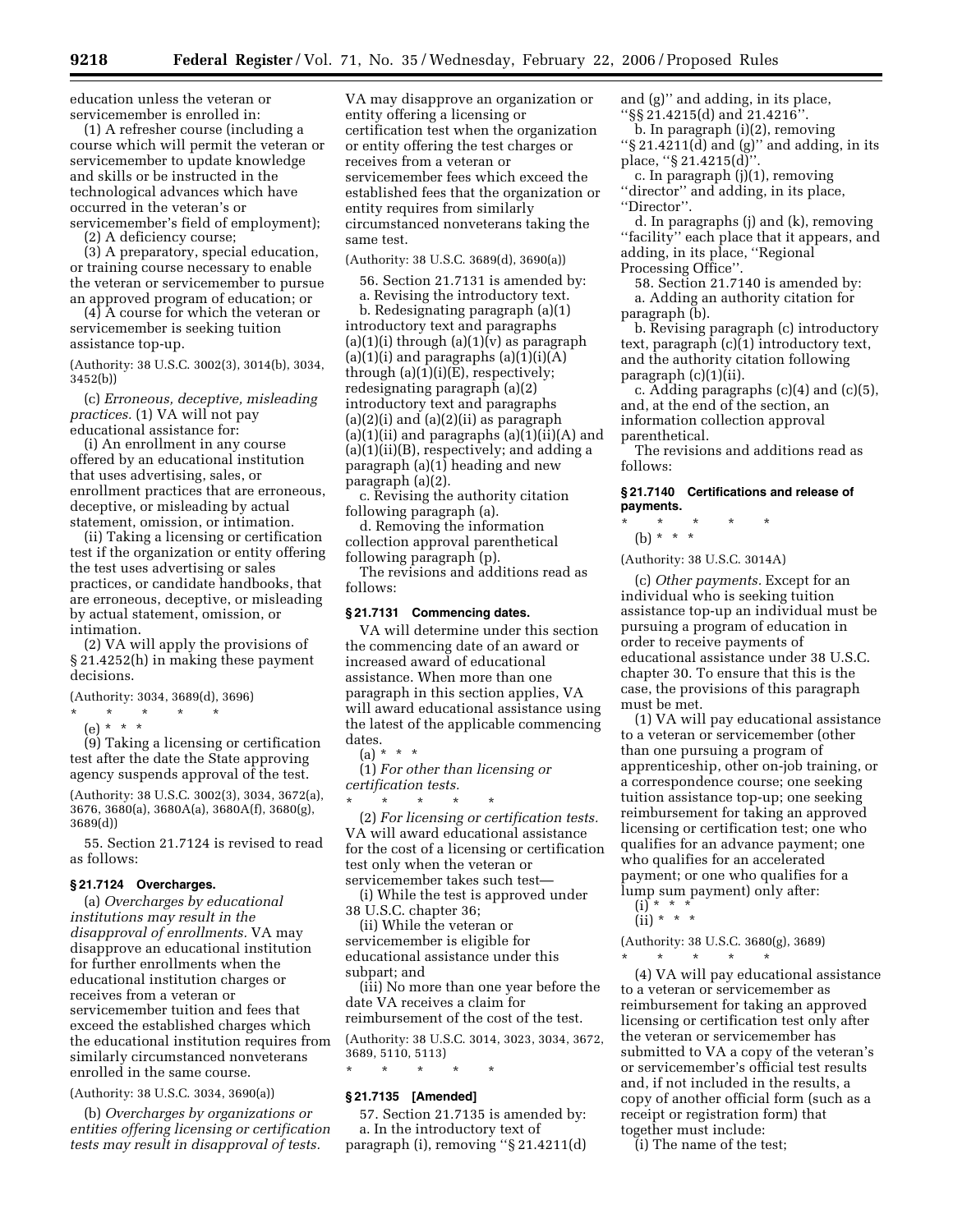education unless the veteran or servicemember is enrolled in:

(1) A refresher course (including a course which will permit the veteran or servicemember to update knowledge and skills or be instructed in the technological advances which have occurred in the veteran's or servicemember's field of employment);

(2) A deficiency course;

(3) A preparatory, special education, or training course necessary to enable the veteran or servicemember to pursue an approved program of education; or

(4) A course for which the veteran or servicemember is seeking tuition assistance top-up.

(Authority: 38 U.S.C. 3002(3), 3014(b), 3034, 3452(b))

(c) *Erroneous, deceptive, misleading practices.* (1) VA will not pay educational assistance for:

(i) An enrollment in any course offered by an educational institution that uses advertising, sales, or enrollment practices that are erroneous, deceptive, or misleading by actual statement, omission, or intimation.

(ii) Taking a licensing or certification test if the organization or entity offering the test uses advertising or sales practices, or candidate handbooks, that are erroneous, deceptive, or misleading by actual statement, omission, or intimation.

(2) VA will apply the provisions of § 21.4252(h) in making these payment decisions.

(Authority: 3034, 3689(d), 3696)

\* \* \* \* \*

(e) \* \* \*

(9) Taking a licensing or certification test after the date the State approving agency suspends approval of the test.

(Authority: 38 U.S.C. 3002(3), 3034, 3672(a), 3676, 3680(a), 3680A(a), 3680A(f), 3680(g), 3689(d))

55. Section 21.7124 is revised to read as follows:

**§ 21.7124 Overcharges.**

(a) *Overcharges by educational institutions may result in the disapproval of enrollments.* VA may disapprove an educational institution for further enrollments when the educational institution charges or receives from a veteran or servicemember tuition and fees that exceed the established charges which the educational institution requires from similarly circumstanced nonveterans enrolled in the same course.

(Authority: 38 U.S.C. 3034, 3690(a))

(b) *Overcharges by organizations or entities offering licensing or certification tests may result in disapproval of tests.* VA may disapprove an organization or entity offering a licensing or certification test when the organization or entity offering the test charges or receives from a veteran or servicemember fees which exceed the established fees that the organization or entity requires from similarly circumstanced nonveterans taking the same test.

(Authority: 38 U.S.C. 3689(d), 3690(a))

56. Section 21.7131 is amended by:

a. Revising the introductory text.

b. Redesignating paragraph (a)(1) introductory text and paragraphs (a)(1)(i) through (a)(1)(v) as paragraph (a)(1)(i) and paragraphs (a)(1)(i)(A) through (a)(1)(i)(E), respectively; redesignating paragraph (a)(2) introductory text and paragraphs (a)(2)(i) and (a)(2)(ii) as paragraph (a)(1)(ii) and paragraphs (a)(1)(ii)(A) and (a)(1)(ii)(B), respectively; and adding a paragraph (a)(1) heading and new paragraph (a)(2).

c. Revising the authority citation following paragraph (a).

d. Removing the information collection approval parenthetical following paragraph (p).

The revisions and additions read as follows:

**§ 21.7131 Commencing dates.**

VA will determine under this section the commencing date of an award or increased award of educational assistance. When more than one paragraph in this section applies, VA will award educational assistance using the latest of the applicable commencing dates.

(a) \* \* \*

(1) *For other than licensing or certification tests.*

\* \* \* \* \*

(2) *For licensing or certification tests.* VA will award educational assistance for the cost of a licensing or certification test only when the veteran or servicemember takes such test—

(i) While the test is approved under 38 U.S.C. chapter 36;

(ii) While the veteran or servicemember is eligible for educational assistance under this subpart; and

(iii) No more than one year before the date VA receives a claim for reimbursement of the cost of the test.

(Authority: 38 U.S.C. 3014, 3023, 3034, 3672, 3689, 5110, 5113)

\* \* \* \* \*

**§ 21.7135 [Amended]**

57. Section 21.7135 is amended by:

a. In the introductory text of paragraph (i), removing "§ 21.4211(d) and (g)" and adding, in its place, "§§ 21.4215(d) and 21.4216".

b. In paragraph (i)(2), removing "§ 21.4211(d) and (g)" and adding, in its place, "§ 21.4215(d)".

c. In paragraph (j)(1), removing "director" and adding, in its place, "Director".

d. In paragraphs (j) and (k), removing "facility" each place that it appears, and adding, in its place, "Regional Processing Office".

58. Section 21.7140 is amended by:

a. Adding an authority citation for paragraph (b).

b. Revising paragraph (c) introductory text, paragraph (c)(1) introductory text, and the authority citation following paragraph (c)(1)(ii).

c. Adding paragraphs (c)(4) and (c)(5), and, at the end of the section, an information collection approval parenthetical.

The revisions and additions read as follows:

**§ 21.7140 Certifications and release of payments.**

\* \* \* \* \*

(b) \* \* \*

(Authority: 38 U.S.C. 3014A)

(c) *Other payments.* Except for an individual who is seeking tuition assistance top-up an individual must be pursuing a program of education in order to receive payments of educational assistance under 38 U.S.C. chapter 30. To ensure that this is the case, the provisions of this paragraph must be met.

(1) VA will pay educational assistance to a veteran or servicemember (other than one pursuing a program of apprenticeship, other on-job training, or a correspondence course; one seeking tuition assistance top-up; one seeking reimbursement for taking an approved licensing or certification test; one who qualifies for an advance payment; one who qualifies for an accelerated payment; or one who qualifies for a lump sum payment) only after:

(i) \* \* \*

(ii) \* \* \*

(Authority: 38 U.S.C. 3680(g), 3689)

\* \* \* \* \*

(4) VA will pay educational assistance to a veteran or servicemember as reimbursement for taking an approved licensing or certification test only after the veteran or servicemember has submitted to VA a copy of the veteran's or servicemember's official test results and, if not included in the results, a copy of another official form (such as a receipt or registration form) that together must include:

(i) The name of the test;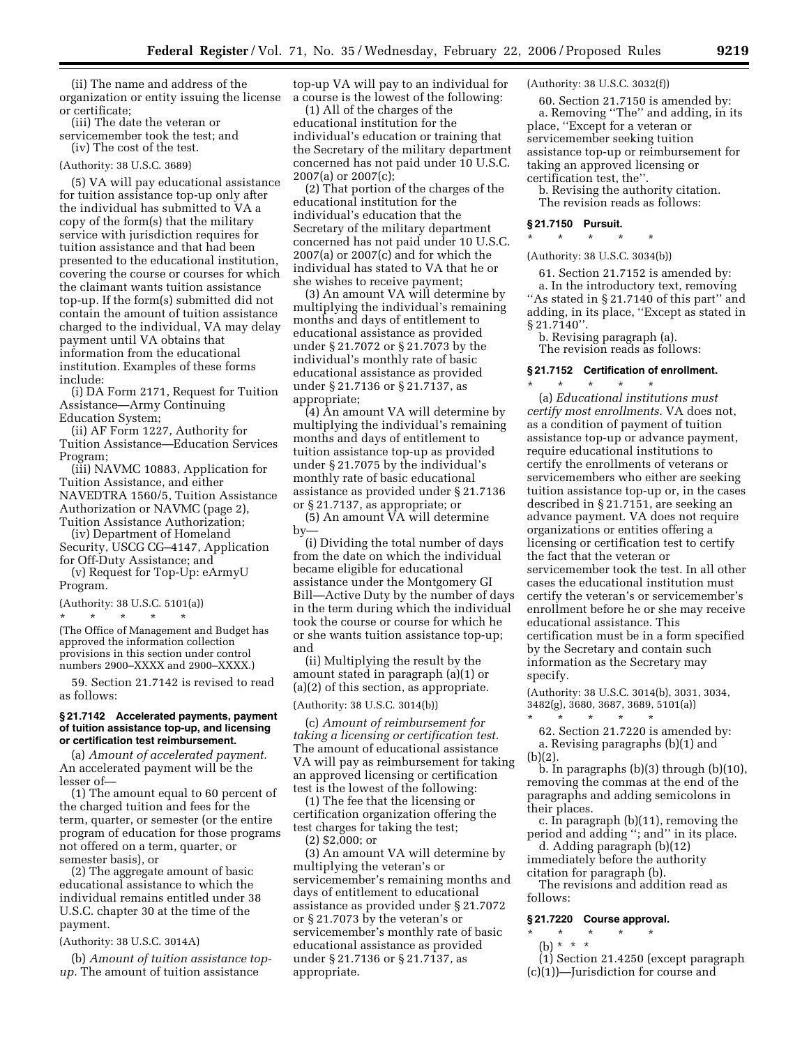(ii) The name and address of the organization or entity issuing the license or certificate;

(iii) The date the veteran or servicemember took the test; and

(iv) The cost of the test.

(Authority: 38 U.S.C. 3689)

(5) VA will pay educational assistance for tuition assistance top-up only after the individual has submitted to VA a copy of the form(s) that the military service with jurisdiction requires for tuition assistance and that had been presented to the educational institution, covering the course or courses for which the claimant wants tuition assistance top-up. If the form(s) submitted did not contain the amount of tuition assistance charged to the individual, VA may delay payment until VA obtains that information from the educational institution. Examples of these forms include:

(i) DA Form 2171, Request for Tuition Assistance—Army Continuing Education System;

(ii) AF Form 1227, Authority for Tuition Assistance—Education Services Program;

(iii) NAVMC 10883, Application for Tuition Assistance, and either NAVEDTRA 1560/5, Tuition Assistance Authorization or NAVMC (page 2), Tuition Assistance Authorization;

(iv) Department of Homeland Security, USCG CG–4147, Application for Off-Duty Assistance; and

(v) Request for Top-Up: eArmyU Program.

(Authority: 38 U.S.C. 5101(a))

\* \* \* \* \*

(The Office of Management and Budget has approved the information collection provisions in this section under control numbers 2900–XXXX and 2900–XXXX.)

59. Section 21.7142 is revised to read as follows:

### § 21.7142 Accelerated payments, payment of tuition assistance top-up, and licensing or certification test reimbursement.

(a) *Amount of accelerated payment.* An accelerated payment will be the lesser of—

(1) The amount equal to 60 percent of the charged tuition and fees for the term, quarter, or semester (or the entire program of education for those programs not offered on a term, quarter, or semester basis), or

(2) The aggregate amount of basic educational assistance to which the individual remains entitled under 38 U.S.C. chapter 30 at the time of the payment.

(Authority: 38 U.S.C. 3014A)

(b) *Amount of tuition assistance top-up.* The amount of tuition assistance top-up VA will pay to an individual for a course is the lowest of the following:

(1) All of the charges of the educational institution for the individual's education or training that the Secretary of the military department concerned has not paid under 10 U.S.C. 2007(a) or 2007(c);

(2) That portion of the charges of the educational institution for the individual's education that the Secretary of the military department concerned has not paid under 10 U.S.C. 2007(a) or 2007(c) and for which the individual has stated to VA that he or she wishes to receive payment;

(3) An amount VA will determine by multiplying the individual's remaining months and days of entitlement to educational assistance as provided under § 21.7072 or § 21.7073 by the individual's monthly rate of basic educational assistance as provided under § 21.7136 or § 21.7137, as appropriate;

(4) An amount VA will determine by multiplying the individual's remaining months and days of entitlement to tuition assistance top-up as provided under § 21.7075 by the individual's monthly rate of basic educational assistance as provided under § 21.7136 or § 21.7137, as appropriate; or

(5) An amount VA will determine by—

(i) Dividing the total number of days from the date on which the individual became eligible for educational assistance under the Montgomery GI Bill—Active Duty by the number of days in the term during which the individual took the course or course for which he or she wants tuition assistance top-up; and

(ii) Multiplying the result by the amount stated in paragraph (a)(1) or (a)(2) of this section, as appropriate.

(Authority: 38 U.S.C. 3014(b))

(c) *Amount of reimbursement for taking a licensing or certification test.* The amount of educational assistance VA will pay as reimbursement for taking an approved licensing or certification test is the lowest of the following:

(1) The fee that the licensing or certification organization offering the test charges for taking the test;

(2) $2,000; or

(3) An amount VA will determine by multiplying the veteran's or servicemember's remaining months and days of entitlement to educational assistance as provided under § 21.7072 or § 21.7073 by the veteran's or servicemember's monthly rate of basic educational assistance as provided under § 21.7136 or § 21.7137, as appropriate.

(Authority: 38 U.S.C. 3032(f))

60. Section 21.7150 is amended by:

a. Removing "The" and adding, in its place, "Except for a veteran or servicemember seeking tuition assistance top-up or reimbursement for taking an approved licensing or certification test, the".

b. Revising the authority citation.

The revision reads as follows:

### § 21.7150 Pursuit.

\* \* \* \* \*

(Authority: 38 U.S.C. 3034(b))

61. Section 21.7152 is amended by:

a. In the introductory text, removing "As stated in § 21.7140 of this part" and adding, in its place, "Except as stated in § 21.7140".

b. Revising paragraph (a).

The revision reads as follows:

### § 21.7152 Certification of enrollment.

\* \* \* \* \*

(a) *Educational institutions must certify most enrollments.* VA does not, as a condition of payment of tuition assistance top-up or advance payment, require educational institutions to certify the enrollments of veterans or servicemembers who either are seeking tuition assistance top-up or, in the cases described in § 21.7151, are seeking an advance payment. VA does not require organizations or entities offering a licensing or certification test to certify the fact that the veteran or servicemember took the test. In all other cases the educational institution must certify the veteran's or servicemember's enrollment before he or she may receive educational assistance. This certification must be in a form specified by the Secretary and contain such information as the Secretary may specify.

(Authority: 38 U.S.C. 3014(b), 3031, 3034, 3482(g), 3680, 3687, 3689, 5101(a))

\* \* \* \* \*

62. Section 21.7220 is amended by:

a. Revising paragraphs (b)(1) and (b)(2).

b. In paragraphs (b)(3) through (b)(10), removing the commas at the end of the paragraphs and adding semicolons in their places.

c. In paragraph (b)(11), removing the period and adding "; and" in its place.

d. Adding paragraph (b)(12) immediately before the authority citation for paragraph (b).

The revisions and addition read as follows:

### § 21.7220 Course approval.

\* \* \* \* \*

(b) \* \* \*

(1) Section 21.4250 (except paragraph (c)(1))—Jurisdiction for course and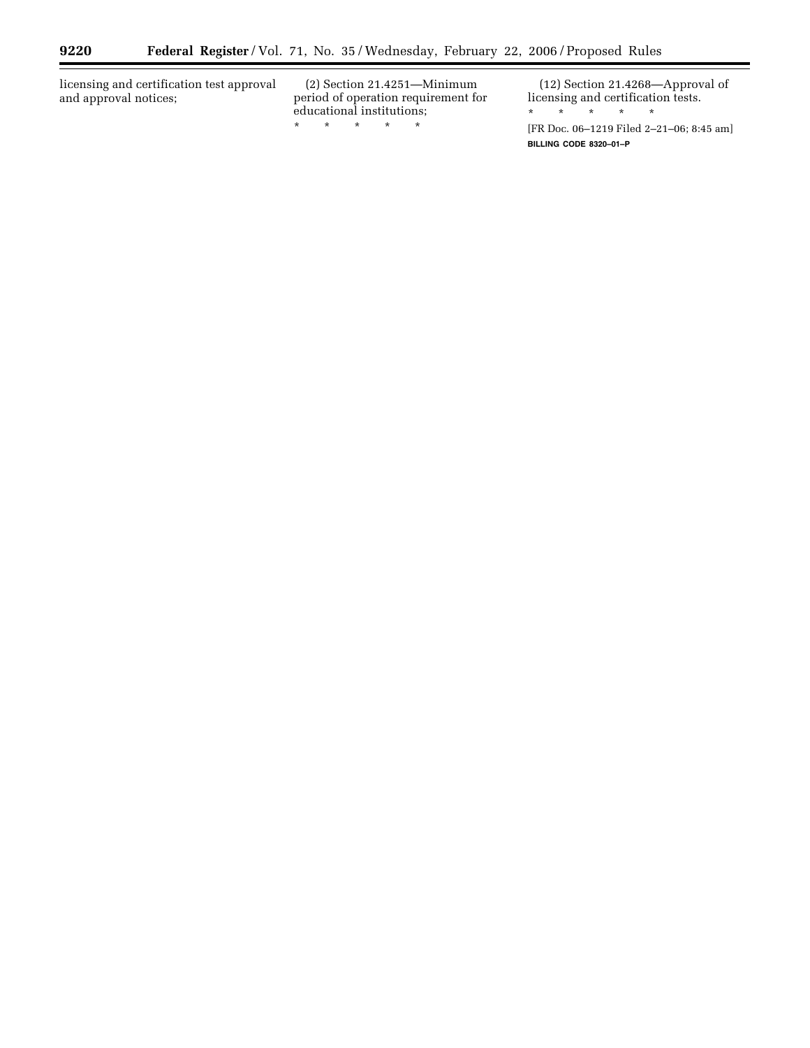licensing and certification test approval and approval notices;

(2) Section 21.4251—Minimum period of operation requirement for educational institutions;

\* \* \* \* \*

(12) Section 21.4268—Approval of licensing and certification tests.

\* \* \* \* \*

[FR Doc. 06–1219 Filed 2–21–06; 8:45 am]

**BILLING CODE 8320–01–P**